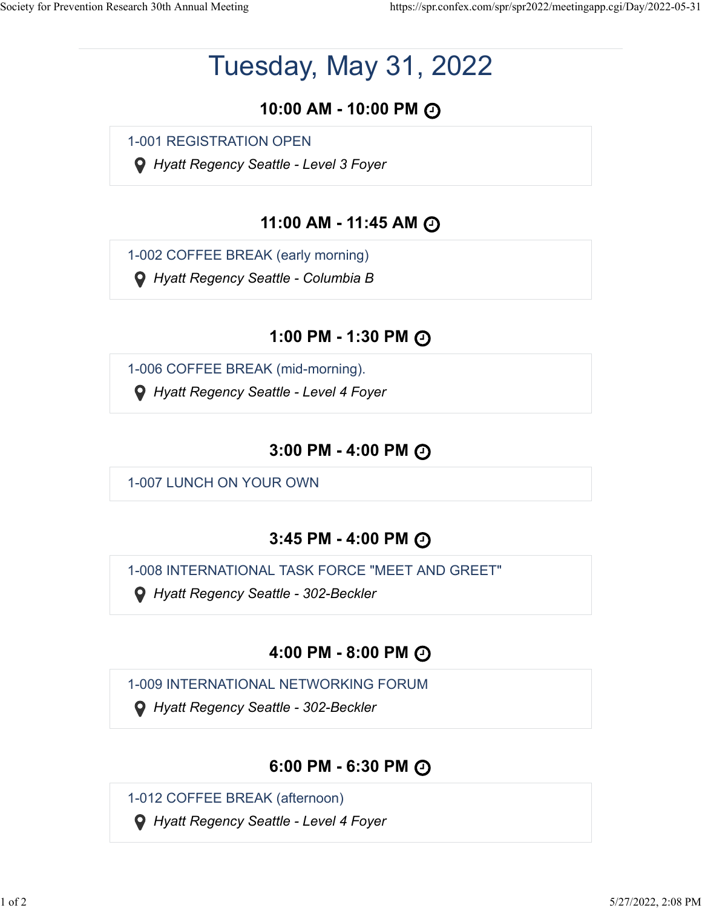# Tuesday, May 31, 2022

### 10:00 AM - 10:00 PM

1-001 REGISTRATION OPEN

*Hyatt Regency Seattle - Level 3 Foyer*

### 11:00 AM - 11:45 AM

1-002 COFFEE BREAK (early morning)

*Hyatt Regency Seattle - Columbia B*

### 1:00 PM - 1:30 PM

1-006 COFFEE BREAK (mid-morning).

*Hyatt Regency Seattle - Level 4 Foyer*

### 3:00 PM - 4:00 PM

1-007 LUNCH ON YOUR OWN

### 3:45 PM - 4:00 PM

1-008 INTERNATIONAL TASK FORCE "MEET AND GREET"

*Hyatt Regency Seattle - 302-Beckler*

### 4:00 PM - 8:00 PM

1-009 INTERNATIONAL NETWORKING FORUM

*Hyatt Regency Seattle - 302-Beckler*

### 6:00 PM - 6:30 PM

1-012 COFFEE BREAK (afternoon)

*Hyatt Regency Seattle - Level 4 Foyer*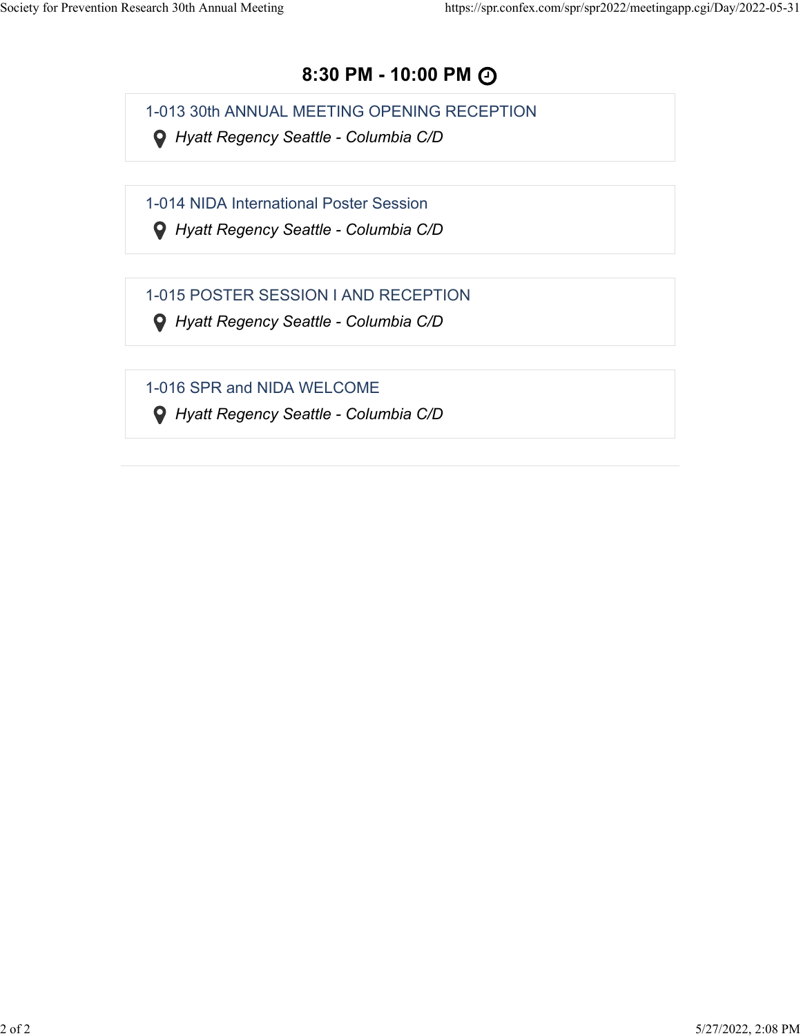## 8:30 PM - 10:00 PM

1-013 30th ANNUAL MEETING OPENING RECEPTION

*Hyatt Regency Seattle - Columbia C/D*

1-014 NIDA International Poster Session

*Hyatt Regency Seattle - Columbia C/D*

1-015 POSTER SESSION I AND RECEPTION

*Hyatt Regency Seattle - Columbia C/D*

1-016 SPR and NIDA WELCOME

*Hyatt Regency Seattle - Columbia C/D*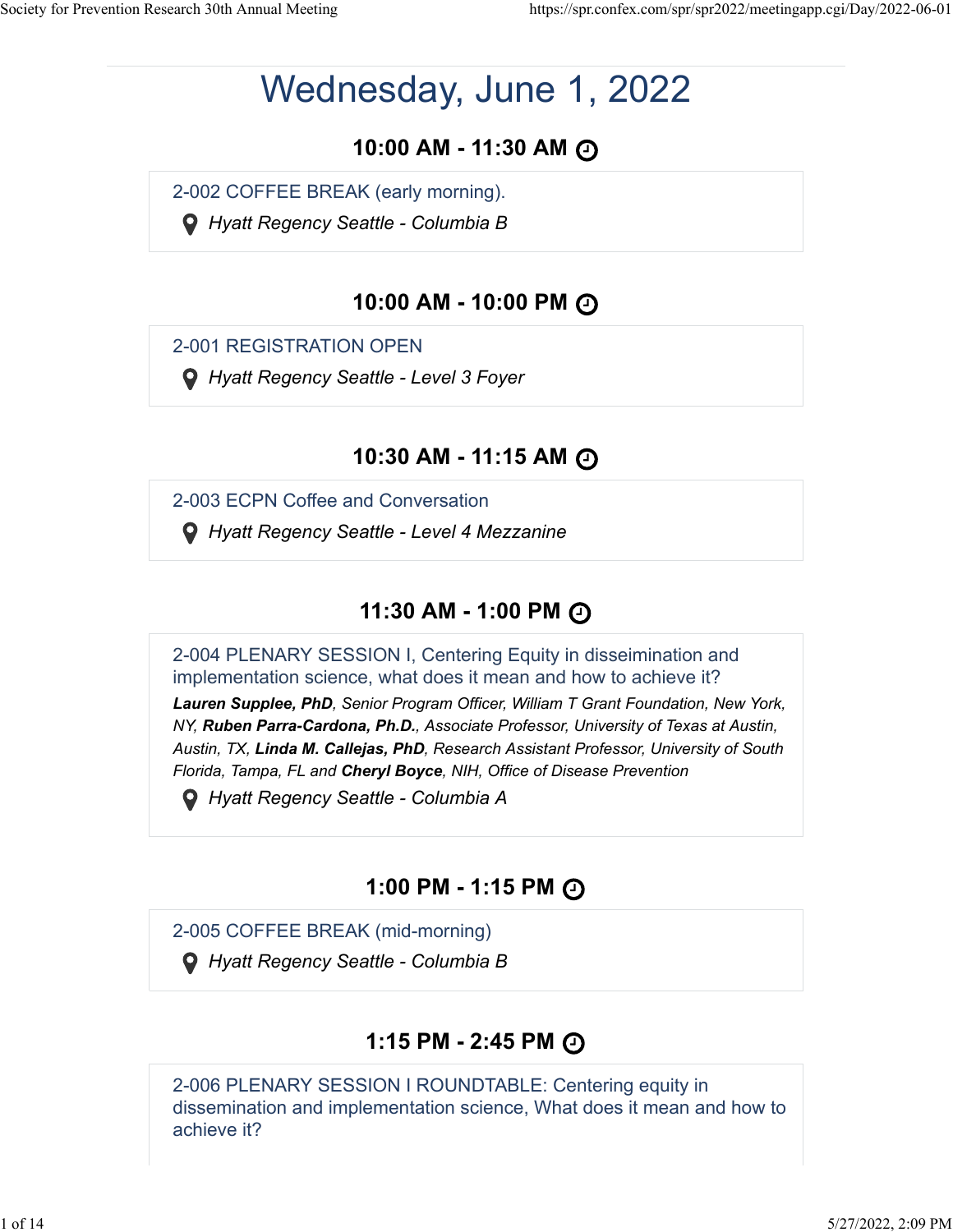# Wednesday, June 1, 2022

### 10:00 AM - 11:30 AM

2-002 COFFEE BREAK (early morning).

*Hyatt Regency Seattle - Columbia B*

### 10:00 AM - 10:00 PM

2-001 REGISTRATION OPEN

*Hyatt Regency Seattle - Level 3 Foyer*

### 10:30 AM - 11:15 AM

2-003 ECPN Coffee and Conversation

*Hyatt Regency Seattle - Level 4 Mezzanine*

### 11:30 AM - 1:00 PM

2-004 PLENARY SESSION I, Centering Equity in disseimination and implementation science, what does it mean and how to achieve it?

***Lauren Supplee, PhD**, Senior Program Officer, William T Grant Foundation, New York, NY, **Ruben Parra-Cardona, Ph.D.**, Associate Professor, University of Texas at Austin, Austin, TX, **Linda M. Callejas, PhD**, Research Assistant Professor, University of South Florida, Tampa, FL and **Cheryl Boyce**, NIH, Office of Disease Prevention*

*Hyatt Regency Seattle - Columbia A*

### 1:00 PM - 1:15 PM

2-005 COFFEE BREAK (mid-morning)

*Hyatt Regency Seattle - Columbia B*

### 1:15 PM - 2:45 PM

2-006 PLENARY SESSION I ROUNDTABLE: Centering equity in dissemination and implementation science, What does it mean and how to achieve it?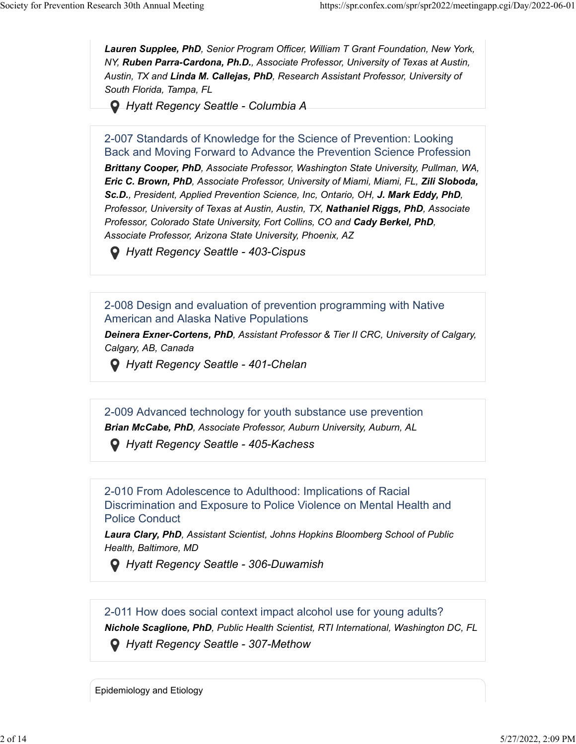***Lauren Supplee, PhD**, Senior Program Officer, William T Grant Foundation, New York, NY, **Ruben Parra-Cardona, Ph.D.**, Associate Professor, University of Texas at Austin, Austin, TX and **Linda M. Callejas, PhD**, Research Assistant Professor, University of South Florida, Tampa, FL*

*Hyatt Regency Seattle - Columbia A*

### 2-007 Standards of Knowledge for the Science of Prevention: Looking Back and Moving Forward to Advance the Prevention Science Profession

***Brittany Cooper, PhD**, Associate Professor, Washington State University, Pullman, WA, **Eric C. Brown, PhD**, Associate Professor, University of Miami, Miami, FL, **Zili Sloboda, Sc.D.**, President, Applied Prevention Science, Inc, Ontario, OH, **J. Mark Eddy, PhD**, Professor, University of Texas at Austin, Austin, TX, **Nathaniel Riggs, PhD**, Associate Professor, Colorado State University, Fort Collins, CO and **Cady Berkel, PhD**, Associate Professor, Arizona State University, Phoenix, AZ*

*Hyatt Regency Seattle - 403-Cispus*

### 2-008 Design and evaluation of prevention programming with Native American and Alaska Native Populations

***Deinera Exner-Cortens, PhD**, Assistant Professor & Tier II CRC, University of Calgary, Calgary, AB, Canada*

*Hyatt Regency Seattle - 401-Chelan*

### 2-009 Advanced technology for youth substance use prevention

***Brian McCabe, PhD**, Associate Professor, Auburn University, Auburn, AL*

*Hyatt Regency Seattle - 405-Kachess*

### 2-010 From Adolescence to Adulthood: Implications of Racial Discrimination and Exposure to Police Violence on Mental Health and Police Conduct

***Laura Clary, PhD**, Assistant Scientist, Johns Hopkins Bloomberg School of Public Health, Baltimore, MD*

*Hyatt Regency Seattle - 306-Duwamish*

### 2-011 How does social context impact alcohol use for young adults?

***Nichole Scaglione, PhD**, Public Health Scientist, RTI International, Washington DC, FL*

*Hyatt Regency Seattle - 307-Methow*

## Epidemiology and Etiology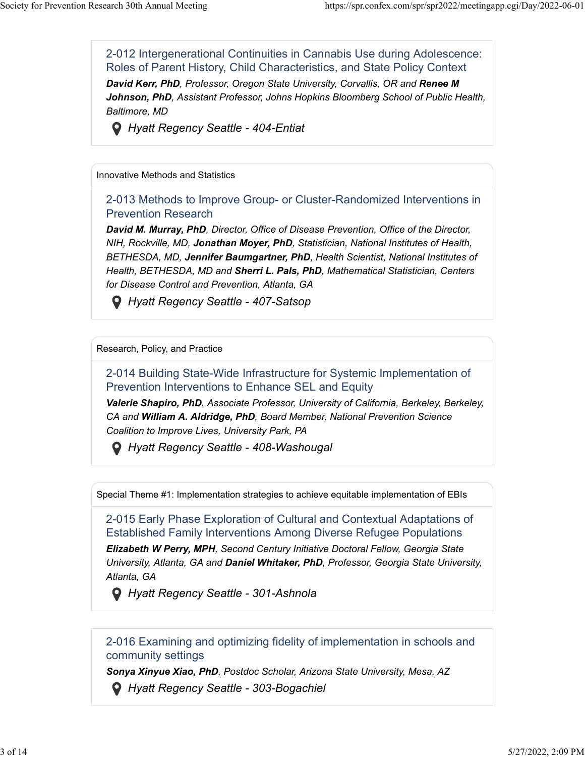### 2-012 Intergenerational Continuities in Cannabis Use during Adolescence: Roles of Parent History, Child Characteristics, and State Policy Context

***David Kerr, PhD**, Professor, Oregon State University, Corvallis, OR and **Renee M Johnson, PhD**, Assistant Professor, Johns Hopkins Bloomberg School of Public Health, Baltimore, MD*

*Hyatt Regency Seattle - 404-Entiat*

---

Innovative Methods and Statistics

### 2-013 Methods to Improve Group- or Cluster-Randomized Interventions in Prevention Research

***David M. Murray, PhD**, Director, Office of Disease Prevention, Office of the Director, NIH, Rockville, MD, **Jonathan Moyer, PhD**, Statistician, National Institutes of Health, BETHESDA, MD, **Jennifer Baumgartner, PhD**, Health Scientist, National Institutes of Health, BETHESDA, MD and **Sherri L. Pals, PhD**, Mathematical Statistician, Centers for Disease Control and Prevention, Atlanta, GA*

*Hyatt Regency Seattle - 407-Satsop*

---

Research, Policy, and Practice

### 2-014 Building State-Wide Infrastructure for Systemic Implementation of Prevention Interventions to Enhance SEL and Equity

***Valerie Shapiro, PhD**, Associate Professor, University of California, Berkeley, Berkeley, CA and **William A. Aldridge, PhD**, Board Member, National Prevention Science Coalition to Improve Lives, University Park, PA*

*Hyatt Regency Seattle - 408-Washougal*

---

Special Theme #1: Implementation strategies to achieve equitable implementation of EBIs

### 2-015 Early Phase Exploration of Cultural and Contextual Adaptations of Established Family Interventions Among Diverse Refugee Populations

***Elizabeth W Perry, MPH**, Second Century Initiative Doctoral Fellow, Georgia State University, Atlanta, GA and **Daniel Whitaker, PhD**, Professor, Georgia State University, Atlanta, GA*

*Hyatt Regency Seattle - 301-Ashnola*

---

### 2-016 Examining and optimizing fidelity of implementation in schools and community settings

***Sonya Xinyue Xiao, PhD**, Postdoc Scholar, Arizona State University, Mesa, AZ*

*Hyatt Regency Seattle - 303-Bogachiel*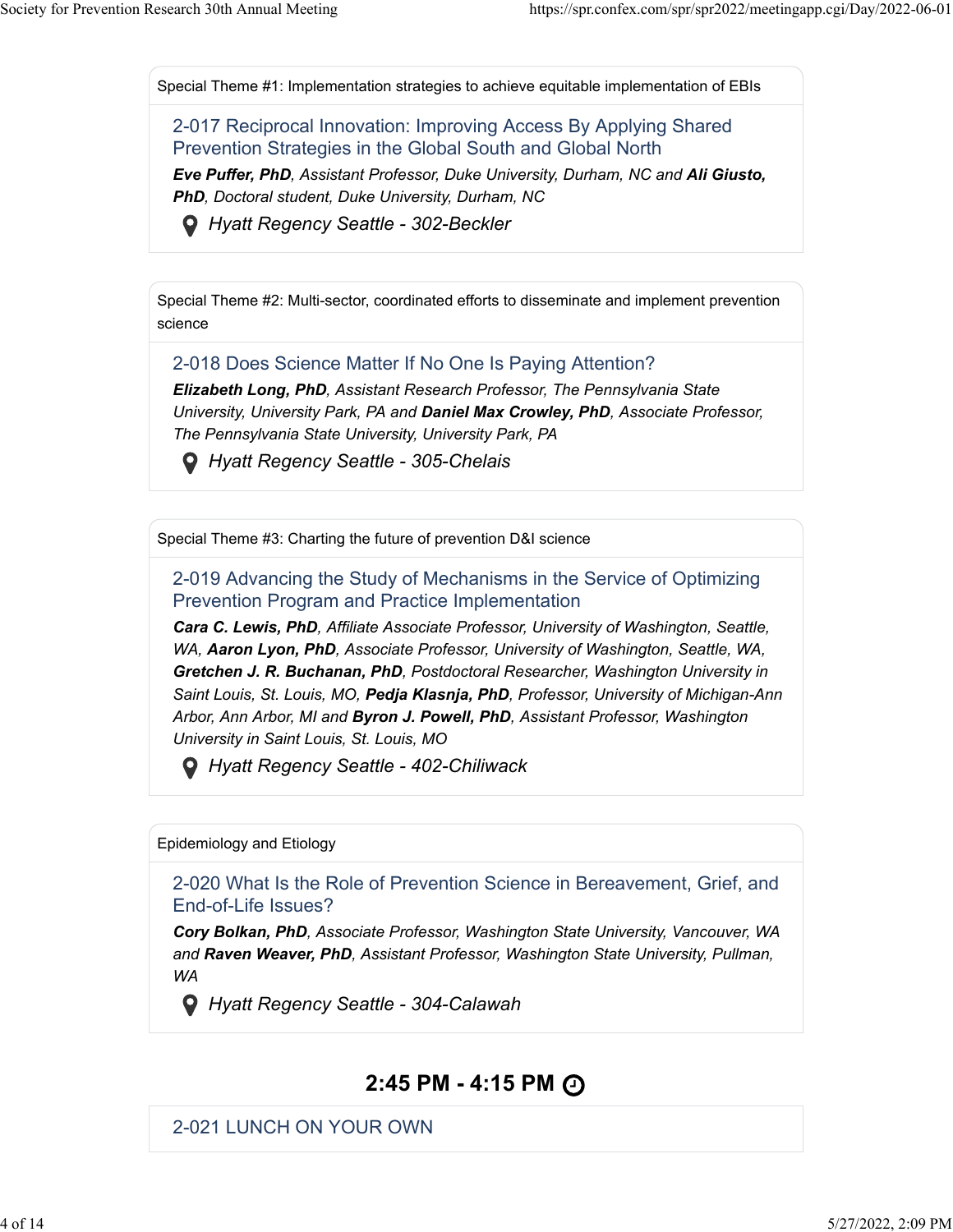Special Theme #1: Implementation strategies to achieve equitable implementation of EBIs

### 2-017 Reciprocal Innovation: Improving Access By Applying Shared Prevention Strategies in the Global South and Global North

***Eve Puffer, PhD**, Assistant Professor, Duke University, Durham, NC and **Ali Giusto, PhD**, Doctoral student, Duke University, Durham, NC*

*Hyatt Regency Seattle - 302-Beckler*

Special Theme #2: Multi-sector, coordinated efforts to disseminate and implement prevention science

### 2-018 Does Science Matter If No One Is Paying Attention?

***Elizabeth Long, PhD**, Assistant Research Professor, The Pennsylvania State University, University Park, PA and **Daniel Max Crowley, PhD**, Associate Professor, The Pennsylvania State University, University Park, PA*

*Hyatt Regency Seattle - 305-Chelais*

Special Theme #3: Charting the future of prevention D&I science

### 2-019 Advancing the Study of Mechanisms in the Service of Optimizing Prevention Program and Practice Implementation

***Cara C. Lewis, PhD**, Affiliate Associate Professor, University of Washington, Seattle, WA, **Aaron Lyon, PhD**, Associate Professor, University of Washington, Seattle, WA, **Gretchen J. R. Buchanan, PhD**, Postdoctoral Researcher, Washington University in Saint Louis, St. Louis, MO, **Pedja Klasnja, PhD**, Professor, University of Michigan-Ann Arbor, Ann Arbor, MI and **Byron J. Powell, PhD**, Assistant Professor, Washington University in Saint Louis, St. Louis, MO*

*Hyatt Regency Seattle - 402-Chiliwack*

Epidemiology and Etiology

### 2-020 What Is the Role of Prevention Science in Bereavement, Grief, and End-of-Life Issues?

***Cory Bolkan, PhD**, Associate Professor, Washington State University, Vancouver, WA and **Raven Weaver, PhD**, Assistant Professor, Washington State University, Pullman, WA*

*Hyatt Regency Seattle - 304-Calawah*

## 2:45 PM - 4:15 PM

### 2-021 LUNCH ON YOUR OWN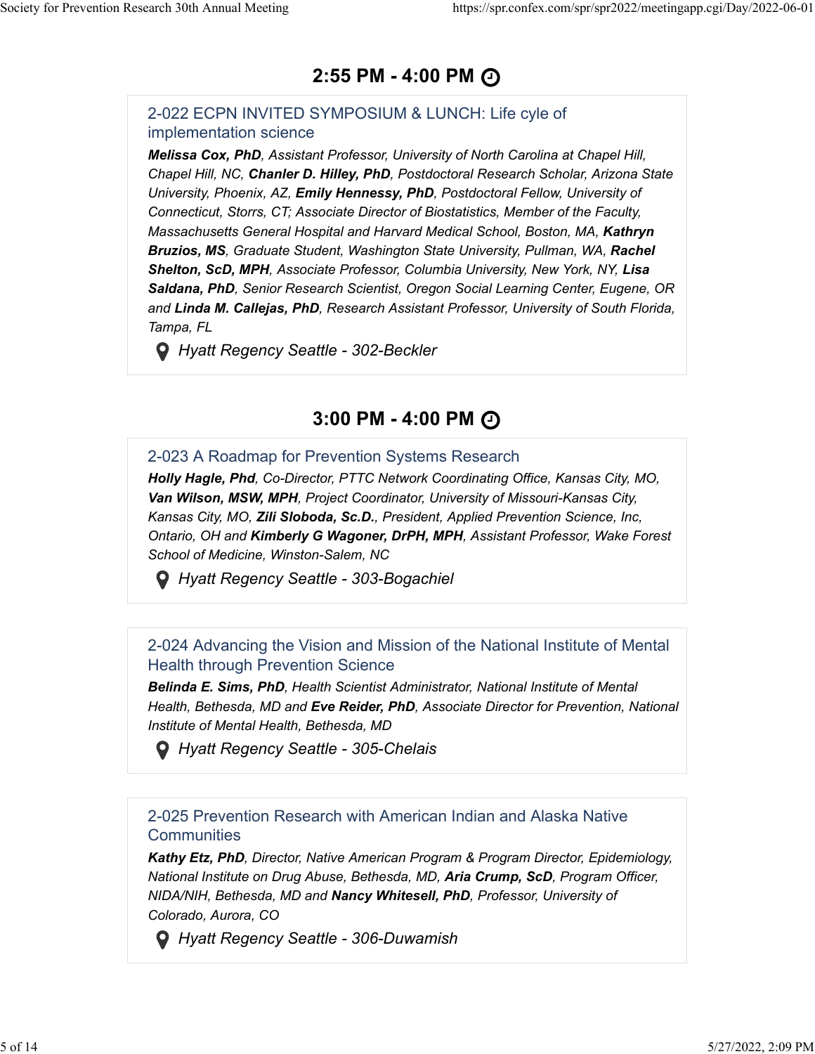## 2:55 PM - 4:00 PM

### 2-022 ECPN INVITED SYMPOSIUM & LUNCH: Life cyle of implementation science

***Melissa Cox, PhD**, Assistant Professor, University of North Carolina at Chapel Hill, Chapel Hill, NC, **Chanler D. Hilley, PhD**, Postdoctoral Research Scholar, Arizona State University, Phoenix, AZ, **Emily Hennessy, PhD**, Postdoctoral Fellow, University of Connecticut, Storrs, CT; Associate Director of Biostatistics, Member of the Faculty, Massachusetts General Hospital and Harvard Medical School, Boston, MA, **Kathryn Bruzios, MS**, Graduate Student, Washington State University, Pullman, WA, **Rachel Shelton, ScD, MPH**, Associate Professor, Columbia University, New York, NY, **Lisa Saldana, PhD**, Senior Research Scientist, Oregon Social Learning Center, Eugene, OR and **Linda M. Callejas, PhD**, Research Assistant Professor, University of South Florida, Tampa, FL*

*Hyatt Regency Seattle - 302-Beckler*

## 3:00 PM - 4:00 PM

### 2-023 A Roadmap for Prevention Systems Research

***Holly Hagle, Phd**, Co-Director, PTTC Network Coordinating Office, Kansas City, MO, **Van Wilson, MSW, MPH**, Project Coordinator, University of Missouri-Kansas City, Kansas City, MO, **Zili Sloboda, Sc.D.**, President, Applied Prevention Science, Inc, Ontario, OH and **Kimberly G Wagoner, DrPH, MPH**, Assistant Professor, Wake Forest School of Medicine, Winston-Salem, NC*

*Hyatt Regency Seattle - 303-Bogachiel*

### 2-024 Advancing the Vision and Mission of the National Institute of Mental Health through Prevention Science

***Belinda E. Sims, PhD**, Health Scientist Administrator, National Institute of Mental Health, Bethesda, MD and **Eve Reider, PhD**, Associate Director for Prevention, National Institute of Mental Health, Bethesda, MD*

*Hyatt Regency Seattle - 305-Chelais*

### 2-025 Prevention Research with American Indian and Alaska Native Communities

***Kathy Etz, PhD**, Director, Native American Program & Program Director, Epidemiology, National Institute on Drug Abuse, Bethesda, MD, **Aria Crump, ScD**, Program Officer, NIDA/NIH, Bethesda, MD and **Nancy Whitesell, PhD**, Professor, University of Colorado, Aurora, CO*

*Hyatt Regency Seattle - 306-Duwamish*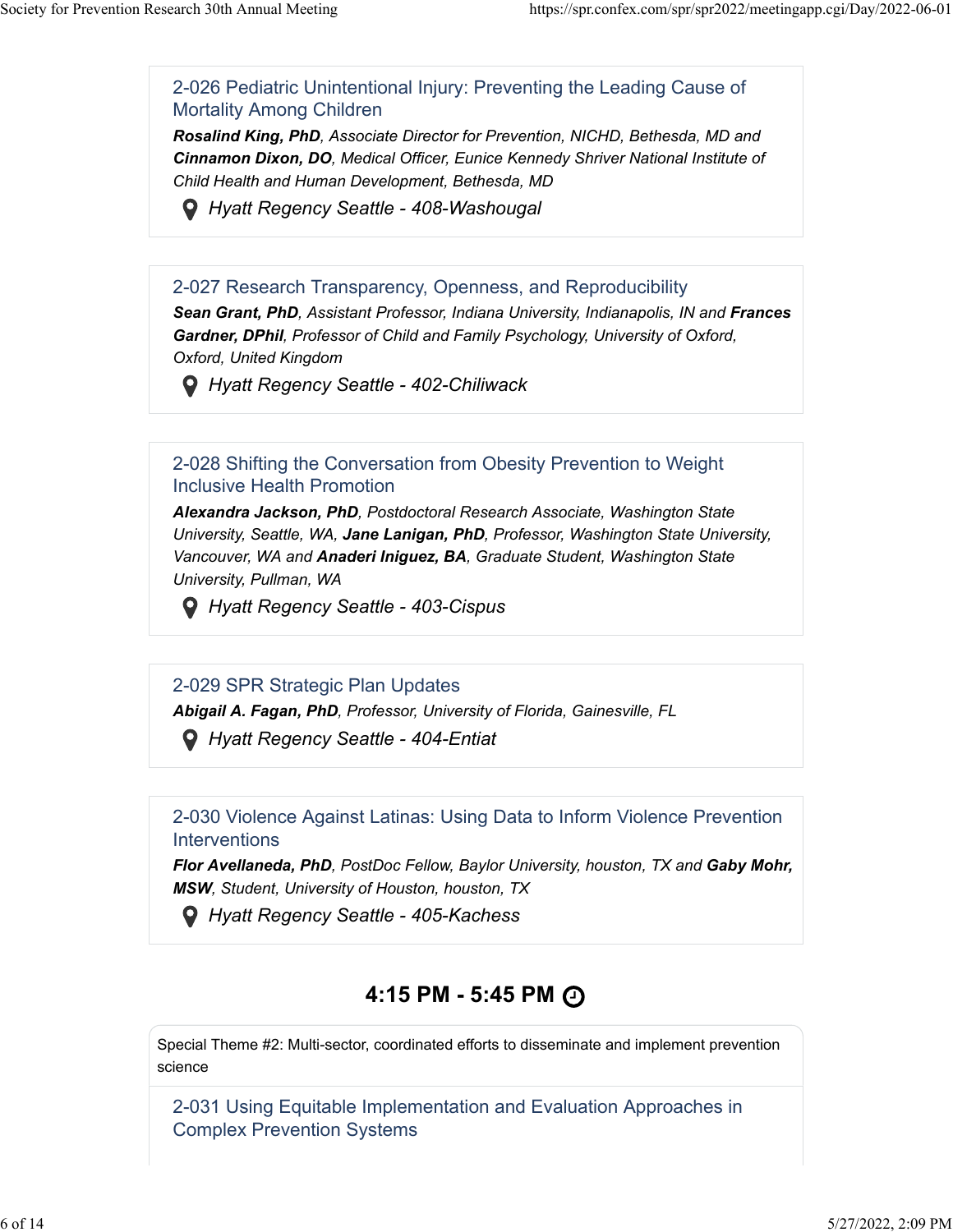### 2-026 Pediatric Unintentional Injury: Preventing the Leading Cause of Mortality Among Children

***Rosalind King, PhD**, Associate Director for Prevention, NICHD, Bethesda, MD and **Cinnamon Dixon, DO**, Medical Officer, Eunice Kennedy Shriver National Institute of Child Health and Human Development, Bethesda, MD*

*Hyatt Regency Seattle - 408-Washougal*

### 2-027 Research Transparency, Openness, and Reproducibility

***Sean Grant, PhD**, Assistant Professor, Indiana University, Indianapolis, IN and **Frances Gardner, DPhil**, Professor of Child and Family Psychology, University of Oxford, Oxford, United Kingdom*

*Hyatt Regency Seattle - 402-Chiliwack*

### 2-028 Shifting the Conversation from Obesity Prevention to Weight Inclusive Health Promotion

***Alexandra Jackson, PhD**, Postdoctoral Research Associate, Washington State University, Seattle, WA, **Jane Lanigan, PhD**, Professor, Washington State University, Vancouver, WA and **Anaderi Iniguez, BA**, Graduate Student, Washington State University, Pullman, WA*

*Hyatt Regency Seattle - 403-Cispus*

### 2-029 SPR Strategic Plan Updates

***Abigail A. Fagan, PhD**, Professor, University of Florida, Gainesville, FL*

*Hyatt Regency Seattle - 404-Entiat*

### 2-030 Violence Against Latinas: Using Data to Inform Violence Prevention Interventions

***Flor Avellaneda, PhD**, PostDoc Fellow, Baylor University, houston, TX and **Gaby Mohr, MSW**, Student, University of Houston, houston, TX*

*Hyatt Regency Seattle - 405-Kachess*

## 4:15 PM - 5:45 PM

Special Theme #2: Multi-sector, coordinated efforts to disseminate and implement prevention science

### 2-031 Using Equitable Implementation and Evaluation Approaches in Complex Prevention Systems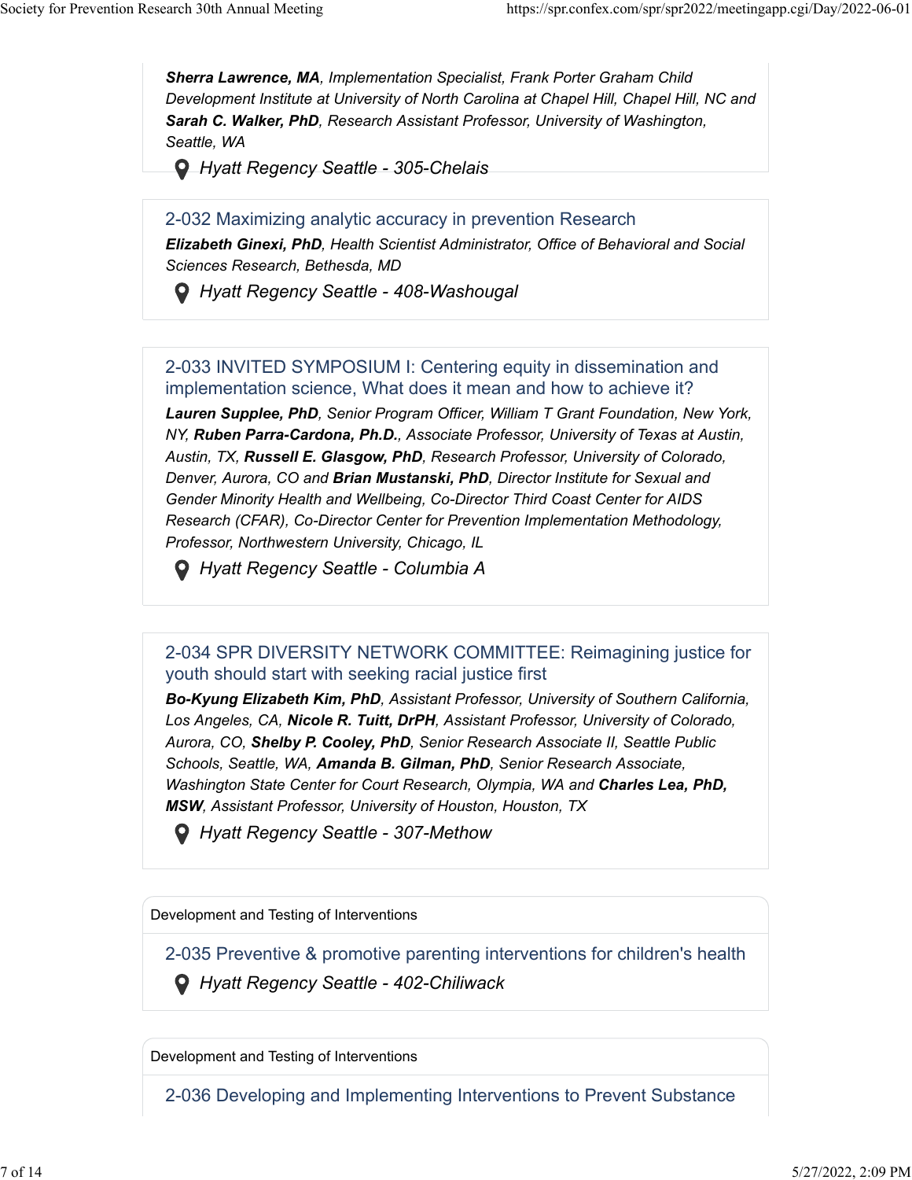***Sherra Lawrence, MA**, Implementation Specialist, Frank Porter Graham Child Development Institute at University of North Carolina at Chapel Hill, Chapel Hill, NC and **Sarah C. Walker, PhD**, Research Assistant Professor, University of Washington, Seattle, WA*

*Hyatt Regency Seattle - 305-Chelais*

### 2-032 Maximizing analytic accuracy in prevention Research

***Elizabeth Ginexi, PhD**, Health Scientist Administrator, Office of Behavioral and Social Sciences Research, Bethesda, MD*

*Hyatt Regency Seattle - 408-Washougal*

### 2-033 INVITED SYMPOSIUM I: Centering equity in dissemination and implementation science, What does it mean and how to achieve it?

***Lauren Supplee, PhD**, Senior Program Officer, William T Grant Foundation, New York, NY, **Ruben Parra-Cardona, Ph.D.**, Associate Professor, University of Texas at Austin, Austin, TX, **Russell E. Glasgow, PhD**, Research Professor, University of Colorado, Denver, Aurora, CO and **Brian Mustanski, PhD**, Director Institute for Sexual and Gender Minority Health and Wellbeing, Co-Director Third Coast Center for AIDS Research (CFAR), Co-Director Center for Prevention Implementation Methodology, Professor, Northwestern University, Chicago, IL*

*Hyatt Regency Seattle - Columbia A*

### 2-034 SPR DIVERSITY NETWORK COMMITTEE: Reimagining justice for youth should start with seeking racial justice first

***Bo-Kyung Elizabeth Kim, PhD**, Assistant Professor, University of Southern California, Los Angeles, CA, **Nicole R. Tuitt, DrPH**, Assistant Professor, University of Colorado, Aurora, CO, **Shelby P. Cooley, PhD**, Senior Research Associate II, Seattle Public Schools, Seattle, WA, **Amanda B. Gilman, PhD**, Senior Research Associate, Washington State Center for Court Research, Olympia, WA and **Charles Lea, PhD, MSW**, Assistant Professor, University of Houston, Houston, TX*

*Hyatt Regency Seattle - 307-Methow*

Development and Testing of Interventions

### 2-035 Preventive & promotive parenting interventions for children's health

*Hyatt Regency Seattle - 402-Chiliwack*

Development and Testing of Interventions

### 2-036 Developing and Implementing Interventions to Prevent Substance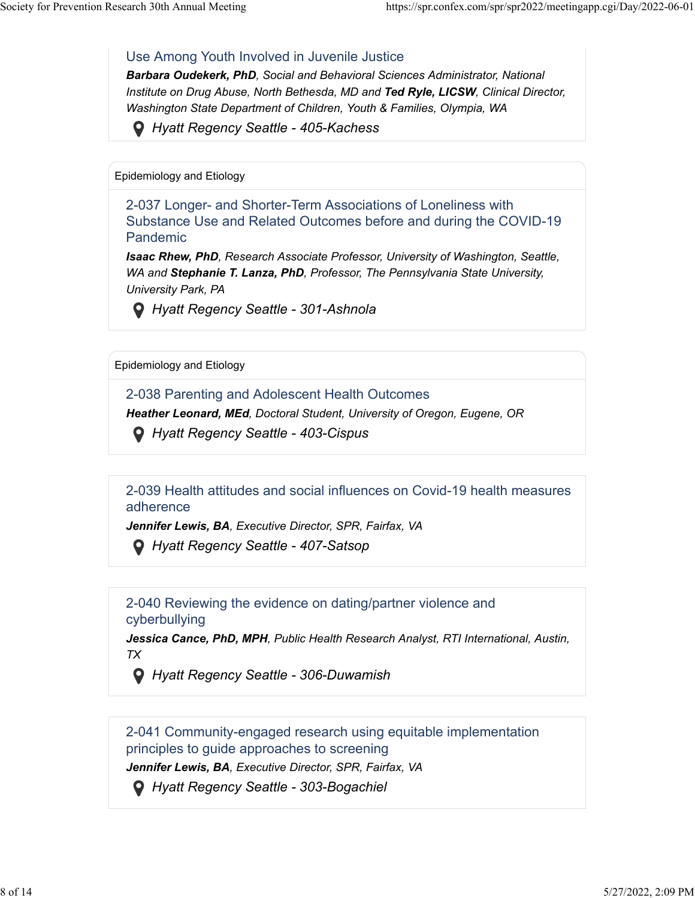Use Among Youth Involved in Juvenile Justice

***Barbara Oudekerk, PhD**, Social and Behavioral Sciences Administrator, National Institute on Drug Abuse, North Bethesda, MD and **Ted Ryle, LICSW**, Clinical Director, Washington State Department of Children, Youth & Families, Olympia, WA*

*Hyatt Regency Seattle - 405-Kachess*

---

Epidemiology and Etiology

2-037 Longer- and Shorter-Term Associations of Loneliness with Substance Use and Related Outcomes before and during the COVID-19 Pandemic

***Isaac Rhew, PhD**, Research Associate Professor, University of Washington, Seattle, WA and **Stephanie T. Lanza, PhD**, Professor, The Pennsylvania State University, University Park, PA*

*Hyatt Regency Seattle - 301-Ashnola*

---

Epidemiology and Etiology

2-038 Parenting and Adolescent Health Outcomes

***Heather Leonard, MEd**, Doctoral Student, University of Oregon, Eugene, OR*

*Hyatt Regency Seattle - 403-Cispus*

---

2-039 Health attitudes and social influences on Covid-19 health measures adherence

***Jennifer Lewis, BA**, Executive Director, SPR, Fairfax, VA*

*Hyatt Regency Seattle - 407-Satsop*

---

2-040 Reviewing the evidence on dating/partner violence and cyberbullying

***Jessica Cance, PhD, MPH**, Public Health Research Analyst, RTI International, Austin, TX*

*Hyatt Regency Seattle - 306-Duwamish*

---

2-041 Community-engaged research using equitable implementation principles to guide approaches to screening

***Jennifer Lewis, BA**, Executive Director, SPR, Fairfax, VA*

*Hyatt Regency Seattle - 303-Bogachiel*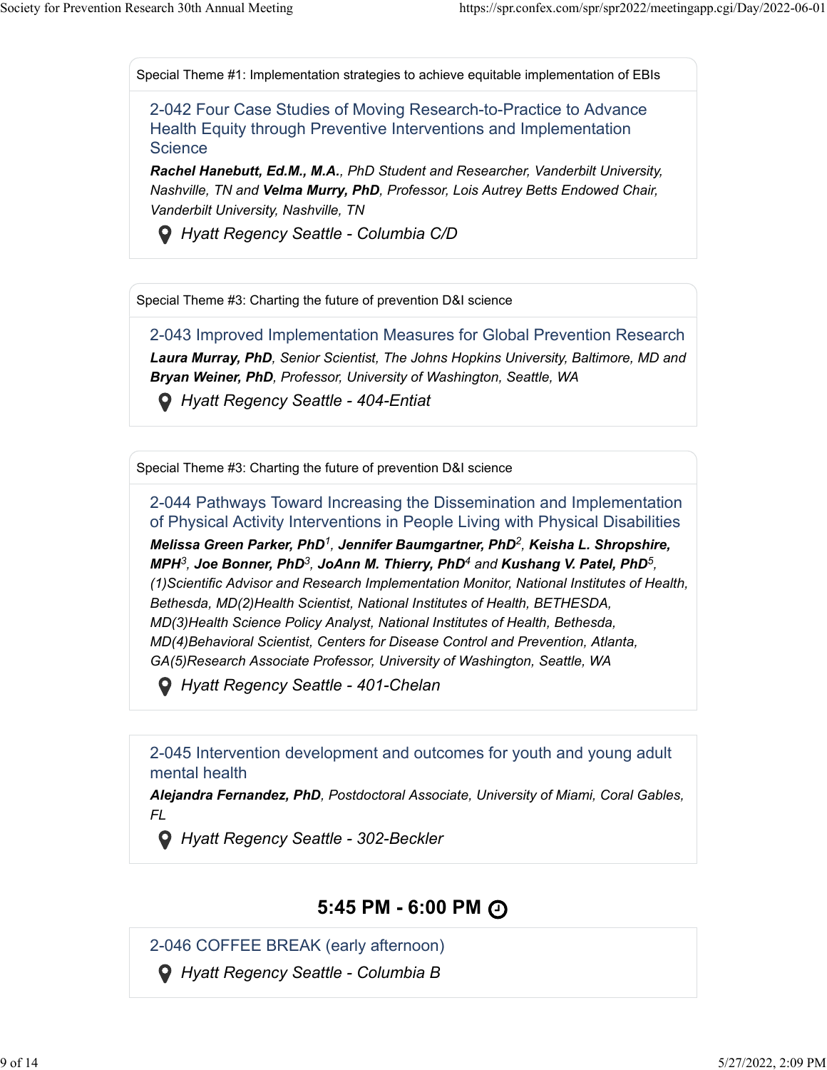Special Theme #1: Implementation strategies to achieve equitable implementation of EBIs

### 2-042 Four Case Studies of Moving Research-to-Practice to Advance Health Equity through Preventive Interventions and Implementation Science

***Rachel Hanebutt, Ed.M., M.A.**, PhD Student and Researcher, Vanderbilt University, Nashville, TN and **Velma Murry, PhD**, Professor, Lois Autrey Betts Endowed Chair, Vanderbilt University, Nashville, TN*

*Hyatt Regency Seattle - Columbia C/D*

Special Theme #3: Charting the future of prevention D&I science

### 2-043 Improved Implementation Measures for Global Prevention Research

***Laura Murray, PhD**, Senior Scientist, The Johns Hopkins University, Baltimore, MD and **Bryan Weiner, PhD**, Professor, University of Washington, Seattle, WA*

*Hyatt Regency Seattle - 404-Entiat*

Special Theme #3: Charting the future of prevention D&I science

### 2-044 Pathways Toward Increasing the Dissemination and Implementation of Physical Activity Interventions in People Living with Physical Disabilities

***Melissa Green Parker, PhD**[1], **Jennifer Baumgartner, PhD**[2], **Keisha L. Shropshire, MPH**[3], **Joe Bonner, PhD**[3], **JoAnn M. Thierry, PhD**[4] and **Kushang V. Patel, PhD**[5], (1)Scientific Advisor and Research Implementation Monitor, National Institutes of Health, Bethesda, MD(2)Health Scientist, National Institutes of Health, BETHESDA, MD(3)Health Science Policy Analyst, National Institutes of Health, Bethesda, MD(4)Behavioral Scientist, Centers for Disease Control and Prevention, Atlanta, GA(5)Research Associate Professor, University of Washington, Seattle, WA*

*Hyatt Regency Seattle - 401-Chelan*

### 2-045 Intervention development and outcomes for youth and young adult mental health

***Alejandra Fernandez, PhD**, Postdoctoral Associate, University of Miami, Coral Gables, FL*

*Hyatt Regency Seattle - 302-Beckler*

## 5:45 PM - 6:00 PM

### 2-046 COFFEE BREAK (early afternoon)

*Hyatt Regency Seattle - Columbia B*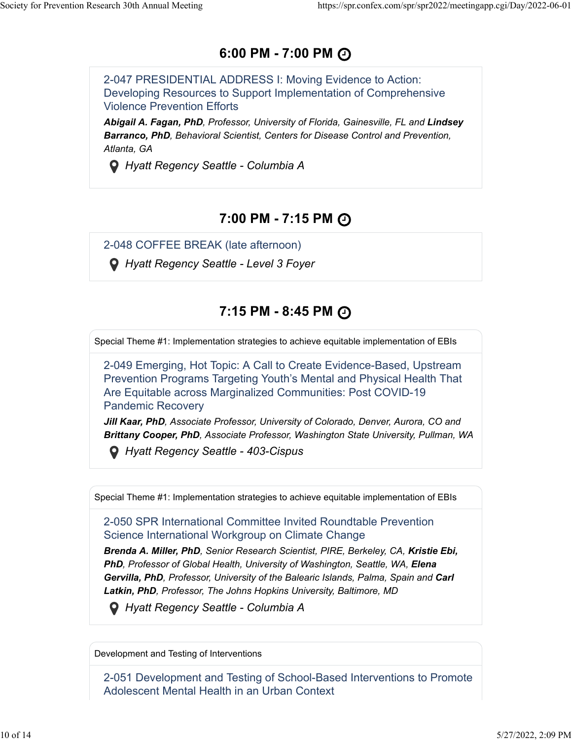## 6:00 PM - 7:00 PM

### 2-047 PRESIDENTIAL ADDRESS I: Moving Evidence to Action: Developing Resources to Support Implementation of Comprehensive Violence Prevention Efforts

***Abigail A. Fagan, PhD**, Professor, University of Florida, Gainesville, FL and **Lindsey Barranco, PhD**, Behavioral Scientist, Centers for Disease Control and Prevention, Atlanta, GA*

*Hyatt Regency Seattle - Columbia A*

## 7:00 PM - 7:15 PM

### 2-048 COFFEE BREAK (late afternoon)

*Hyatt Regency Seattle - Level 3 Foyer*

## 7:15 PM - 8:45 PM

Special Theme #1: Implementation strategies to achieve equitable implementation of EBIs

### 2-049 Emerging, Hot Topic: A Call to Create Evidence-Based, Upstream Prevention Programs Targeting Youth's Mental and Physical Health That Are Equitable across Marginalized Communities: Post COVID-19 Pandemic Recovery

***Jill Kaar, PhD**, Associate Professor, University of Colorado, Denver, Aurora, CO and **Brittany Cooper, PhD**, Associate Professor, Washington State University, Pullman, WA*

*Hyatt Regency Seattle - 403-Cispus*

Special Theme #1: Implementation strategies to achieve equitable implementation of EBIs

### 2-050 SPR International Committee Invited Roundtable Prevention Science International Workgroup on Climate Change

***Brenda A. Miller, PhD**, Senior Research Scientist, PIRE, Berkeley, CA, **Kristie Ebi, PhD**, Professor of Global Health, University of Washington, Seattle, WA, **Elena Gervilla, PhD**, Professor, University of the Balearic Islands, Palma, Spain and **Carl Latkin, PhD**, Professor, The Johns Hopkins University, Baltimore, MD*

*Hyatt Regency Seattle - Columbia A*

Development and Testing of Interventions

### 2-051 Development and Testing of School-Based Interventions to Promote Adolescent Mental Health in an Urban Context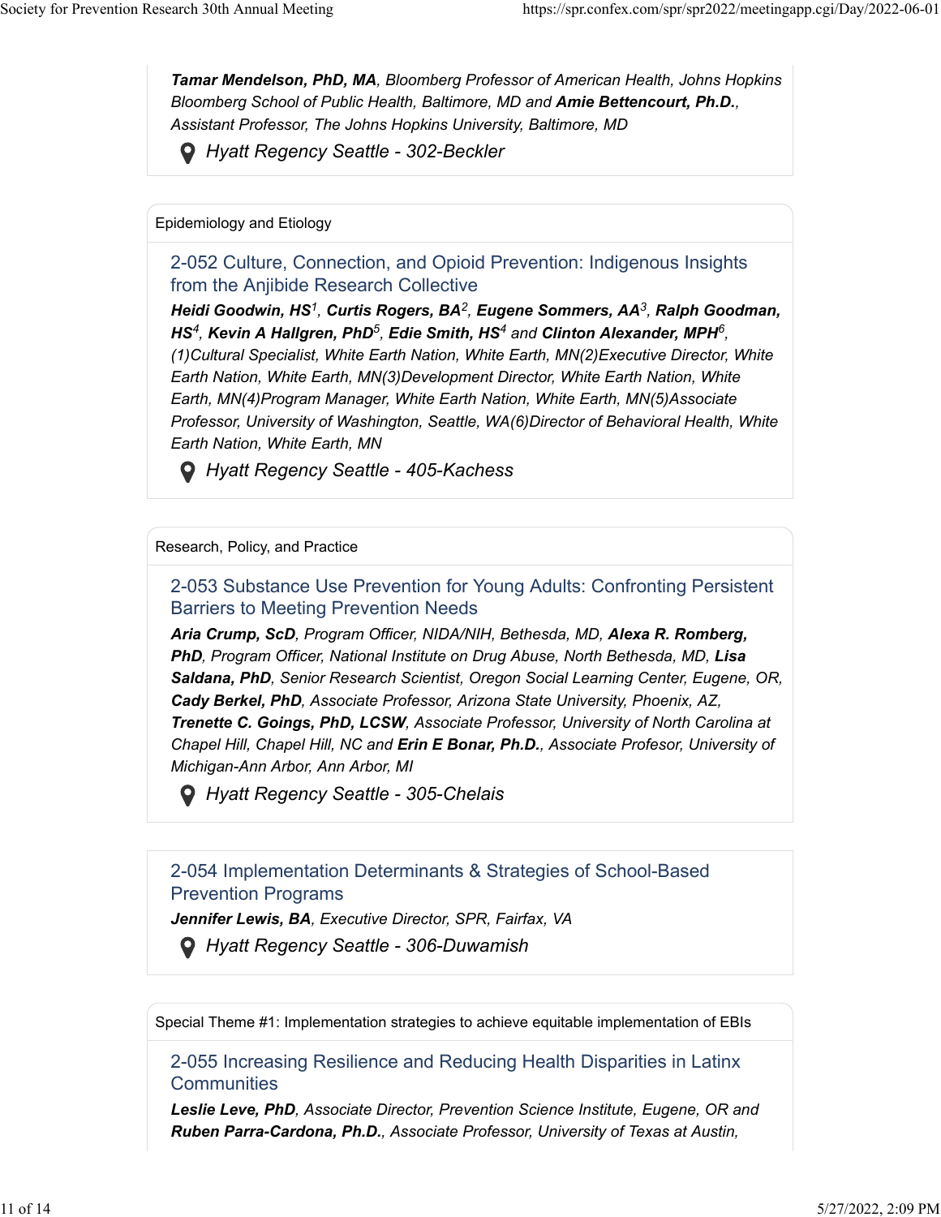***Tamar Mendelson, PhD, MA**, Bloomberg Professor of American Health, Johns Hopkins Bloomberg School of Public Health, Baltimore, MD and **Amie Bettencourt, Ph.D.**, Assistant Professor, The Johns Hopkins University, Baltimore, MD*

*Hyatt Regency Seattle - 302-Beckler*

---

Epidemiology and Etiology

### 2-052 Culture, Connection, and Opioid Prevention: Indigenous Insights from the Anjibide Research Collective

***Heidi Goodwin, HS**[1], **Curtis Rogers, BA**[2], **Eugene Sommers, AA**[3], **Ralph Goodman, HS**[4], **Kevin A Hallgren, PhD**[5], **Edie Smith, HS**[4] and **Clinton Alexander, MPH**[6], (1)Cultural Specialist, White Earth Nation, White Earth, MN(2)Executive Director, White Earth Nation, White Earth, MN(3)Development Director, White Earth Nation, White Earth, MN(4)Program Manager, White Earth Nation, White Earth, MN(5)Associate Professor, University of Washington, Seattle, WA(6)Director of Behavioral Health, White Earth Nation, White Earth, MN*

*Hyatt Regency Seattle - 405-Kachess*

---

Research, Policy, and Practice

### 2-053 Substance Use Prevention for Young Adults: Confronting Persistent Barriers to Meeting Prevention Needs

***Aria Crump, ScD**, Program Officer, NIDA/NIH, Bethesda, MD, **Alexa R. Romberg, PhD**, Program Officer, National Institute on Drug Abuse, North Bethesda, MD, **Lisa Saldana, PhD**, Senior Research Scientist, Oregon Social Learning Center, Eugene, OR, **Cady Berkel, PhD**, Associate Professor, Arizona State University, Phoenix, AZ, **Trenette C. Goings, PhD, LCSW**, Associate Professor, University of North Carolina at Chapel Hill, Chapel Hill, NC and **Erin E Bonar, Ph.D.**, Associate Profesor, University of Michigan-Ann Arbor, Ann Arbor, MI*

*Hyatt Regency Seattle - 305-Chelais*

---

### 2-054 Implementation Determinants & Strategies of School-Based Prevention Programs

***Jennifer Lewis, BA**, Executive Director, SPR, Fairfax, VA*

*Hyatt Regency Seattle - 306-Duwamish*

---

Special Theme #1: Implementation strategies to achieve equitable implementation of EBIs

### 2-055 Increasing Resilience and Reducing Health Disparities in Latinx Communities

***Leslie Leve, PhD**, Associate Director, Prevention Science Institute, Eugene, OR and **Ruben Parra-Cardona, Ph.D.**, Associate Professor, University of Texas at Austin,*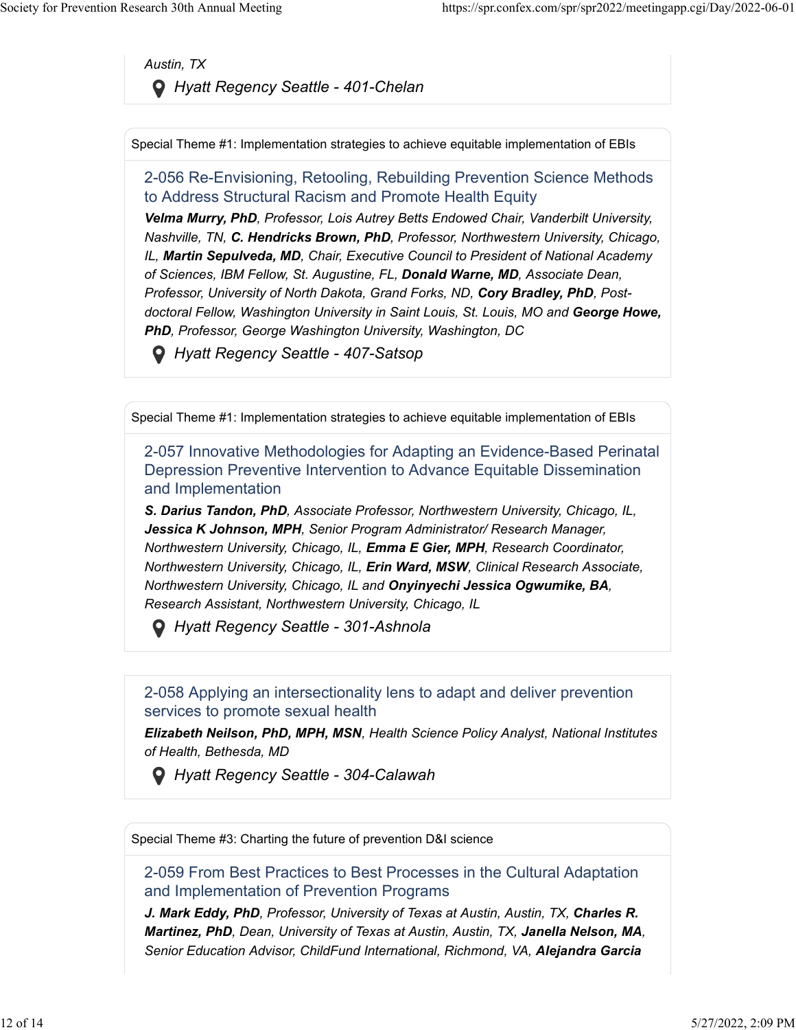*Austin, TX*

*Hyatt Regency Seattle - 401-Chelan*

Special Theme #1: Implementation strategies to achieve equitable implementation of EBIs

## 2-056 Re-Envisioning, Retooling, Rebuilding Prevention Science Methods to Address Structural Racism and Promote Health Equity

***Velma Murry, PhD**, Professor, Lois Autrey Betts Endowed Chair, Vanderbilt University, Nashville, TN, **C. Hendricks Brown, PhD**, Professor, Northwestern University, Chicago, IL, **Martin Sepulveda, MD**, Chair, Executive Council to President of National Academy of Sciences, IBM Fellow, St. Augustine, FL, **Donald Warne, MD**, Associate Dean, Professor, University of North Dakota, Grand Forks, ND, **Cory Bradley, PhD**, Post-doctoral Fellow, Washington University in Saint Louis, St. Louis, MO and **George Howe, PhD**, Professor, George Washington University, Washington, DC*

*Hyatt Regency Seattle - 407-Satsop*

Special Theme #1: Implementation strategies to achieve equitable implementation of EBIs

## 2-057 Innovative Methodologies for Adapting an Evidence-Based Perinatal Depression Preventive Intervention to Advance Equitable Dissemination and Implementation

***S. Darius Tandon, PhD**, Associate Professor, Northwestern University, Chicago, IL, **Jessica K Johnson, MPH**, Senior Program Administrator/ Research Manager, Northwestern University, Chicago, IL, **Emma E Gier, MPH**, Research Coordinator, Northwestern University, Chicago, IL, **Erin Ward, MSW**, Clinical Research Associate, Northwestern University, Chicago, IL and **Onyinyechi Jessica Ogwumike, BA**, Research Assistant, Northwestern University, Chicago, IL*

*Hyatt Regency Seattle - 301-Ashnola*

## 2-058 Applying an intersectionality lens to adapt and deliver prevention services to promote sexual health

***Elizabeth Neilson, PhD, MPH, MSN**, Health Science Policy Analyst, National Institutes of Health, Bethesda, MD*

*Hyatt Regency Seattle - 304-Calawah*

Special Theme #3: Charting the future of prevention D&I science

## 2-059 From Best Practices to Best Processes in the Cultural Adaptation and Implementation of Prevention Programs

***J. Mark Eddy, PhD**, Professor, University of Texas at Austin, Austin, TX, **Charles R. Martinez, PhD**, Dean, University of Texas at Austin, Austin, TX, **Janella Nelson, MA**, Senior Education Advisor, ChildFund International, Richmond, VA, **Alejandra Garcia***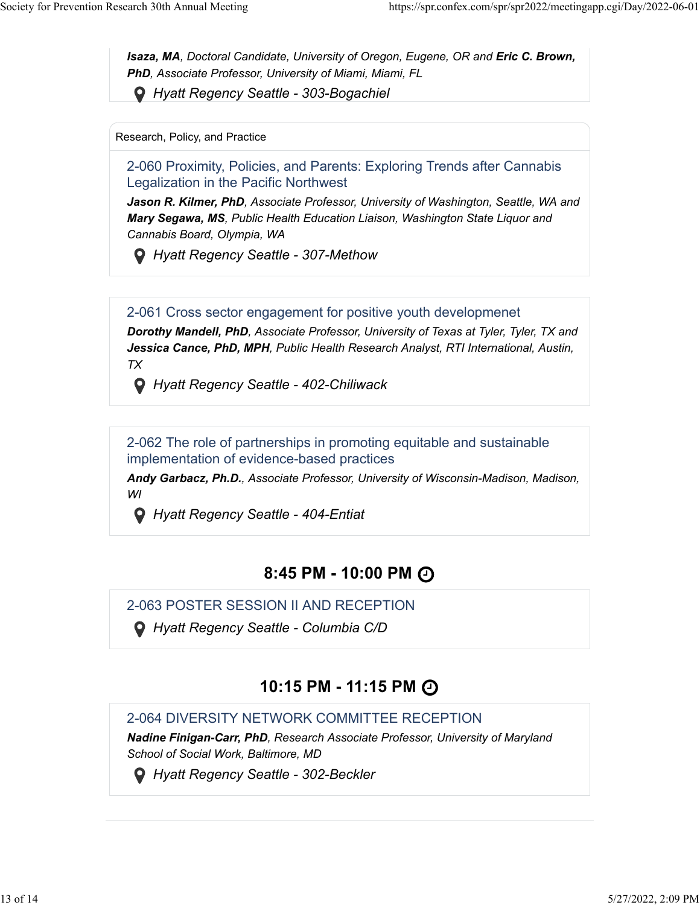*Isaza, MA*, *Doctoral Candidate, University of Oregon, Eugene, OR and* ***Eric C. Brown, PhD****, Associate Professor, University of Miami, Miami, FL*

*Hyatt Regency Seattle - 303-Bogachiel*

Research, Policy, and Practice

### 2-060 Proximity, Policies, and Parents: Exploring Trends after Cannabis Legalization in the Pacific Northwest

***Jason R. Kilmer, PhD****, Associate Professor, University of Washington, Seattle, WA and* ***Mary Segawa, MS****, Public Health Education Liaison, Washington State Liquor and Cannabis Board, Olympia, WA*

*Hyatt Regency Seattle - 307-Methow*

### 2-061 Cross sector engagement for positive youth developmenet

***Dorothy Mandell, PhD****, Associate Professor, University of Texas at Tyler, Tyler, TX and* ***Jessica Cance, PhD, MPH****, Public Health Research Analyst, RTI International, Austin, TX*

*Hyatt Regency Seattle - 402-Chiliwack*

### 2-062 The role of partnerships in promoting equitable and sustainable implementation of evidence-based practices

***Andy Garbacz, Ph.D.****, Associate Professor, University of Wisconsin-Madison, Madison, WI*

*Hyatt Regency Seattle - 404-Entiat*

## 8:45 PM - 10:00 PM

### 2-063 POSTER SESSION II AND RECEPTION

*Hyatt Regency Seattle - Columbia C/D*

## 10:15 PM - 11:15 PM

### 2-064 DIVERSITY NETWORK COMMITTEE RECEPTION

***Nadine Finigan-Carr, PhD****, Research Associate Professor, University of Maryland School of Social Work, Baltimore, MD*

*Hyatt Regency Seattle - 302-Beckler*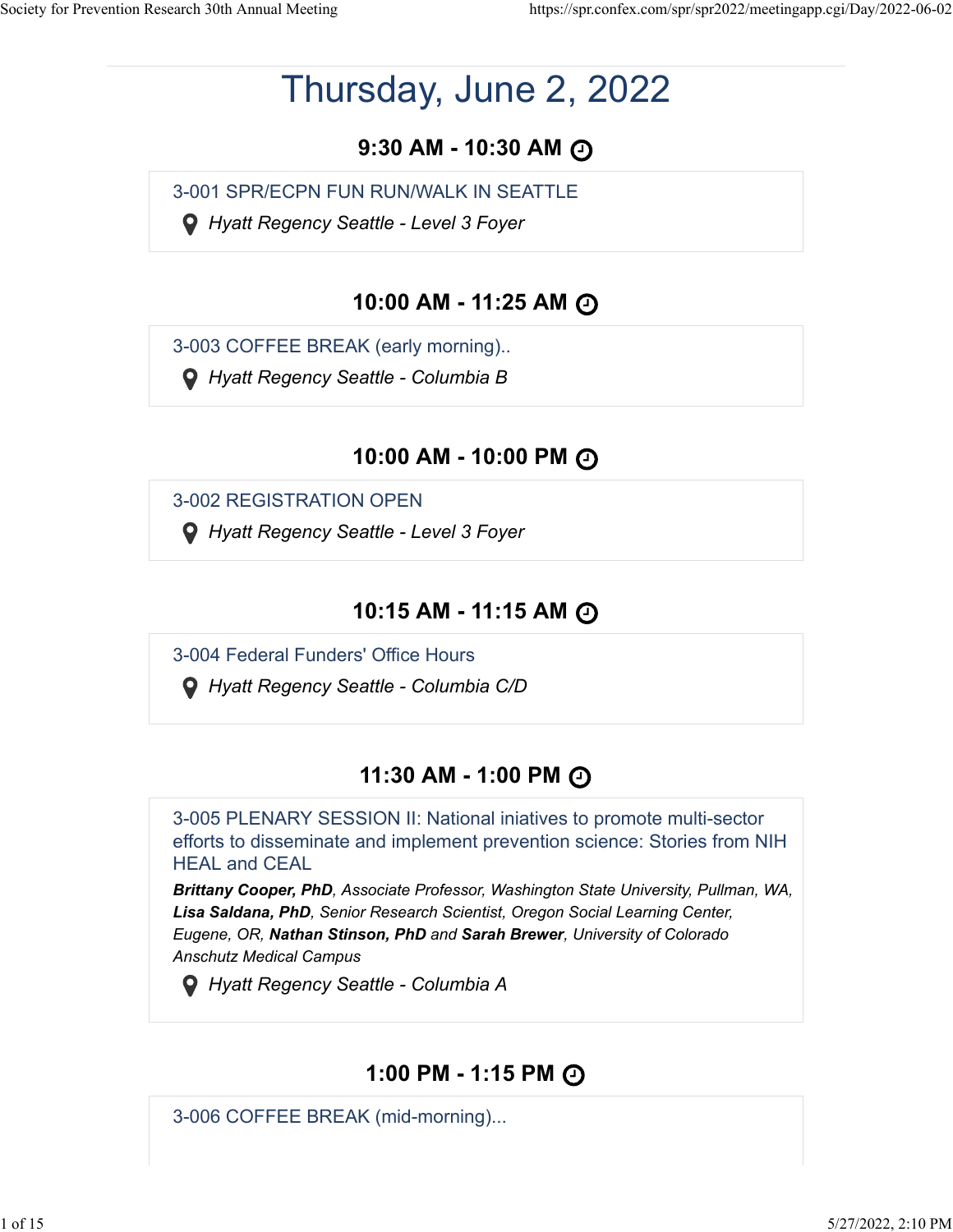# Thursday, June 2, 2022

### 9:30 AM - 10:30 AM

3-001 SPR/ECPN FUN RUN/WALK IN SEATTLE

*Hyatt Regency Seattle - Level 3 Foyer*

### 10:00 AM - 11:25 AM

3-003 COFFEE BREAK (early morning)..

*Hyatt Regency Seattle - Columbia B*

### 10:00 AM - 10:00 PM

3-002 REGISTRATION OPEN

*Hyatt Regency Seattle - Level 3 Foyer*

### 10:15 AM - 11:15 AM

3-004 Federal Funders' Office Hours

*Hyatt Regency Seattle - Columbia C/D*

### 11:30 AM - 1:00 PM

3-005 PLENARY SESSION II: National iniatives to promote multi-sector efforts to disseminate and implement prevention science: Stories from NIH HEAL and CEAL

***Brittany Cooper, PhD**, Associate Professor, Washington State University, Pullman, WA, **Lisa Saldana, PhD**, Senior Research Scientist, Oregon Social Learning Center, Eugene, OR, **Nathan Stinson, PhD** and **Sarah Brewer**, University of Colorado Anschutz Medical Campus*

*Hyatt Regency Seattle - Columbia A*

### 1:00 PM - 1:15 PM

3-006 COFFEE BREAK (mid-morning)...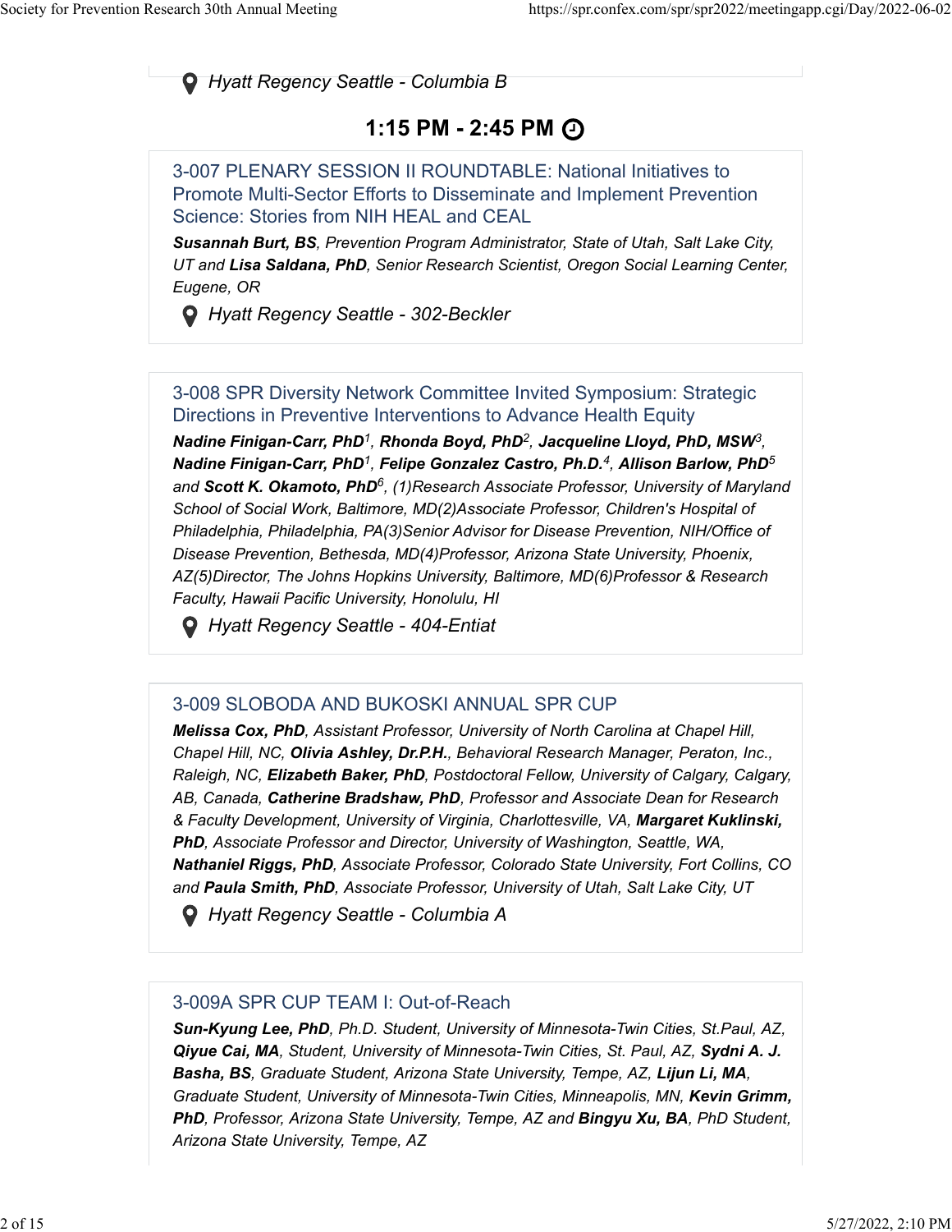*Hyatt Regency Seattle - Columbia B*

## 1:15 PM - 2:45 PM

### 3-007 PLENARY SESSION II ROUNDTABLE: National Initiatives to Promote Multi-Sector Efforts to Disseminate and Implement Prevention Science: Stories from NIH HEAL and CEAL

***Susannah Burt, BS**, Prevention Program Administrator, State of Utah, Salt Lake City, UT and **Lisa Saldana, PhD**, Senior Research Scientist, Oregon Social Learning Center, Eugene, OR*

*Hyatt Regency Seattle - 302-Beckler*

### 3-008 SPR Diversity Network Committee Invited Symposium: Strategic Directions in Preventive Interventions to Advance Health Equity

***Nadine Finigan-Carr, PhD**[1], **Rhonda Boyd, PhD**[2], **Jacqueline Lloyd, PhD, MSW**[3], **Nadine Finigan-Carr, PhD**[1], **Felipe Gonzalez Castro, Ph.D.**[4], **Allison Barlow, PhD**[5] and **Scott K. Okamoto, PhD**[6], (1)Research Associate Professor, University of Maryland School of Social Work, Baltimore, MD(2)Associate Professor, Children's Hospital of Philadelphia, Philadelphia, PA(3)Senior Advisor for Disease Prevention, NIH/Office of Disease Prevention, Bethesda, MD(4)Professor, Arizona State University, Phoenix, AZ(5)Director, The Johns Hopkins University, Baltimore, MD(6)Professor & Research Faculty, Hawaii Pacific University, Honolulu, HI*

*Hyatt Regency Seattle - 404-Entiat*

### 3-009 SLOBODA AND BUKOSKI ANNUAL SPR CUP

***Melissa Cox, PhD**, Assistant Professor, University of North Carolina at Chapel Hill, Chapel Hill, NC, **Olivia Ashley, Dr.P.H.**, Behavioral Research Manager, Peraton, Inc., Raleigh, NC, **Elizabeth Baker, PhD**, Postdoctoral Fellow, University of Calgary, Calgary, AB, Canada, **Catherine Bradshaw, PhD**, Professor and Associate Dean for Research & Faculty Development, University of Virginia, Charlottesville, VA, **Margaret Kuklinski, PhD**, Associate Professor and Director, University of Washington, Seattle, WA, **Nathaniel Riggs, PhD**, Associate Professor, Colorado State University, Fort Collins, CO and **Paula Smith, PhD**, Associate Professor, University of Utah, Salt Lake City, UT*

*Hyatt Regency Seattle - Columbia A*

### 3-009A SPR CUP TEAM I: Out-of-Reach

***Sun-Kyung Lee, PhD**, Ph.D. Student, University of Minnesota-Twin Cities, St.Paul, AZ, **Qiyue Cai, MA**, Student, University of Minnesota-Twin Cities, St. Paul, AZ, **Sydni A. J. Basha, BS**, Graduate Student, Arizona State University, Tempe, AZ, **Lijun Li, MA**, Graduate Student, University of Minnesota-Twin Cities, Minneapolis, MN, **Kevin Grimm, PhD**, Professor, Arizona State University, Tempe, AZ and **Bingyu Xu, BA**, PhD Student, Arizona State University, Tempe, AZ*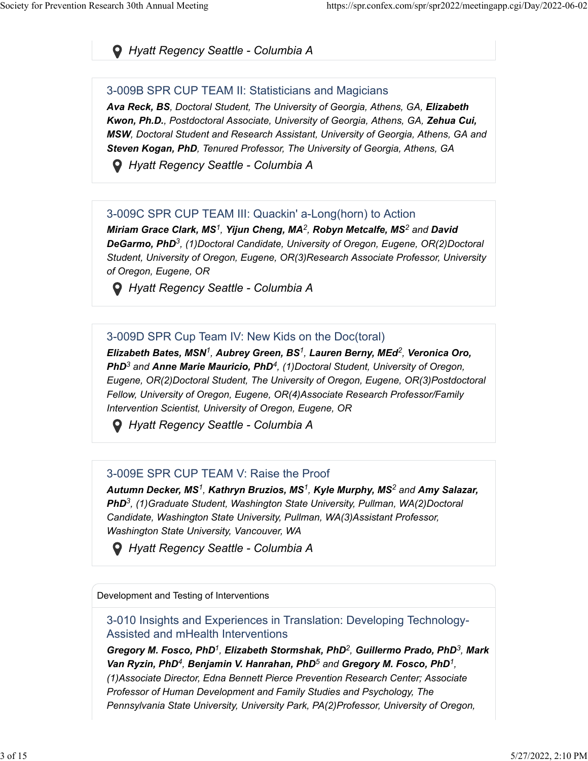Hyatt Regency Seattle - Columbia A

### 3-009B SPR CUP TEAM II: Statisticians and Magicians

***Ava Reck, BS**, Doctoral Student, The University of Georgia, Athens, GA, **Elizabeth Kwon, Ph.D.**, Postdoctoral Associate, University of Georgia, Athens, GA, **Zehua Cui, MSW**, Doctoral Student and Research Assistant, University of Georgia, Athens, GA and **Steven Kogan, PhD**, Tenured Professor, The University of Georgia, Athens, GA*

Hyatt Regency Seattle - Columbia A

### 3-009C SPR CUP TEAM III: Quackin' a-Long(horn) to Action

***Miriam Grace Clark, MS**[1], **Yijun Cheng, MA**[2], **Robyn Metcalfe, MS**[2] and **David DeGarmo, PhD**[3], (1)Doctoral Candidate, University of Oregon, Eugene, OR(2)Doctoral Student, University of Oregon, Eugene, OR(3)Research Associate Professor, University of Oregon, Eugene, OR*

Hyatt Regency Seattle - Columbia A

### 3-009D SPR Cup Team IV: New Kids on the Doc(toral)

***Elizabeth Bates, MSN**[1], **Aubrey Green, BS**[1], **Lauren Berny, MEd**[2], **Veronica Oro, PhD**[3] and **Anne Marie Mauricio, PhD**[4], (1)Doctoral Student, University of Oregon, Eugene, OR(2)Doctoral Student, The University of Oregon, Eugene, OR(3)Postdoctoral Fellow, University of Oregon, Eugene, OR(4)Associate Research Professor/Family Intervention Scientist, University of Oregon, Eugene, OR*

Hyatt Regency Seattle - Columbia A

### 3-009E SPR CUP TEAM V: Raise the Proof

***Autumn Decker, MS**[1], **Kathryn Bruzios, MS**[1], **Kyle Murphy, MS**[2] and **Amy Salazar, PhD**[3], (1)Graduate Student, Washington State University, Pullman, WA(2)Doctoral Candidate, Washington State University, Pullman, WA(3)Assistant Professor, Washington State University, Vancouver, WA*

Hyatt Regency Seattle - Columbia A

Development and Testing of Interventions

### 3-010 Insights and Experiences in Translation: Developing Technology-Assisted and mHealth Interventions

***Gregory M. Fosco, PhD**[1], **Elizabeth Stormshak, PhD**[2], **Guillermo Prado, PhD**[3], **Mark Van Ryzin, PhD**[4], **Benjamin V. Hanrahan, PhD**[5] and **Gregory M. Fosco, PhD**[1], (1)Associate Director, Edna Bennett Pierce Prevention Research Center; Associate Professor of Human Development and Family Studies and Psychology, The Pennsylvania State University, University Park, PA(2)Professor, University of Oregon,*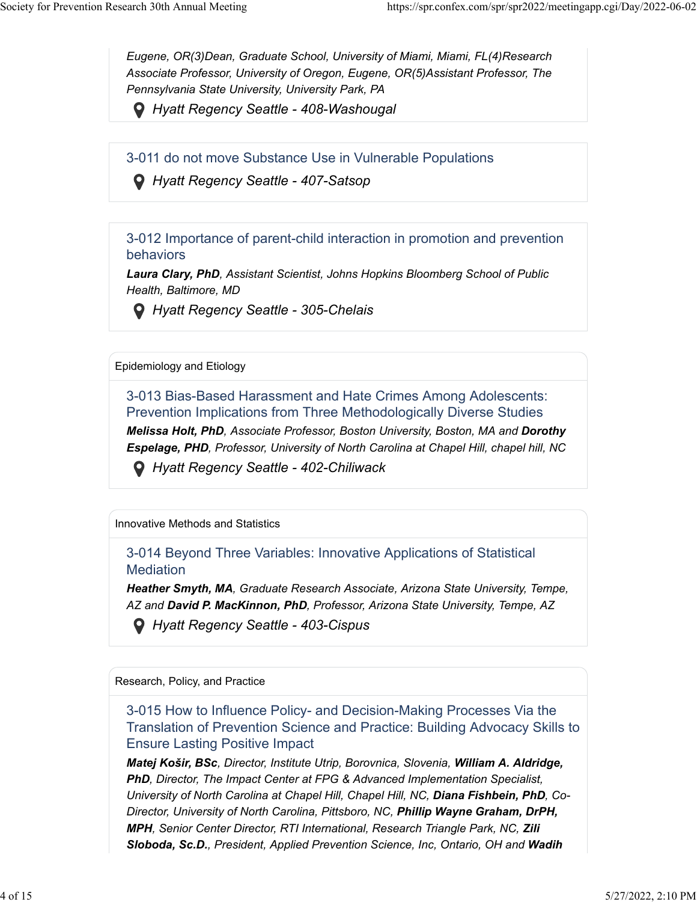*Eugene, OR(3)Dean, Graduate School, University of Miami, Miami, FL(4)Research Associate Professor, University of Oregon, Eugene, OR(5)Assistant Professor, The Pennsylvania State University, University Park, PA*

*Hyatt Regency Seattle - 408-Washougal*

3-011 do not move Substance Use in Vulnerable Populations

*Hyatt Regency Seattle - 407-Satsop*

3-012 Importance of parent-child interaction in promotion and prevention behaviors

***Laura Clary, PhD**, Assistant Scientist, Johns Hopkins Bloomberg School of Public Health, Baltimore, MD*

*Hyatt Regency Seattle - 305-Chelais*

Epidemiology and Etiology

3-013 Bias-Based Harassment and Hate Crimes Among Adolescents: Prevention Implications from Three Methodologically Diverse Studies

***Melissa Holt, PhD**, Associate Professor, Boston University, Boston, MA and **Dorothy Espelage, PHD**, Professor, University of North Carolina at Chapel Hill, chapel hill, NC*

*Hyatt Regency Seattle - 402-Chiliwack*

Innovative Methods and Statistics

3-014 Beyond Three Variables: Innovative Applications of Statistical Mediation

***Heather Smyth, MA**, Graduate Research Associate, Arizona State University, Tempe, AZ and **David P. MacKinnon, PhD**, Professor, Arizona State University, Tempe, AZ*

*Hyatt Regency Seattle - 403-Cispus*

Research, Policy, and Practice

3-015 How to Influence Policy- and Decision-Making Processes Via the Translation of Prevention Science and Practice: Building Advocacy Skills to Ensure Lasting Positive Impact

***Matej Košir, BSc**, Director, Institute Utrip, Borovnica, Slovenia, **William A. Aldridge, PhD**, Director, The Impact Center at FPG & Advanced Implementation Specialist, University of North Carolina at Chapel Hill, Chapel Hill, NC, **Diana Fishbein, PhD**, Co-Director, University of North Carolina, Pittsboro, NC, **Phillip Wayne Graham, DrPH, MPH**, Senior Center Director, RTI International, Research Triangle Park, NC, **Zili Sloboda, Sc.D.**, President, Applied Prevention Science, Inc, Ontario, OH and **Wadih***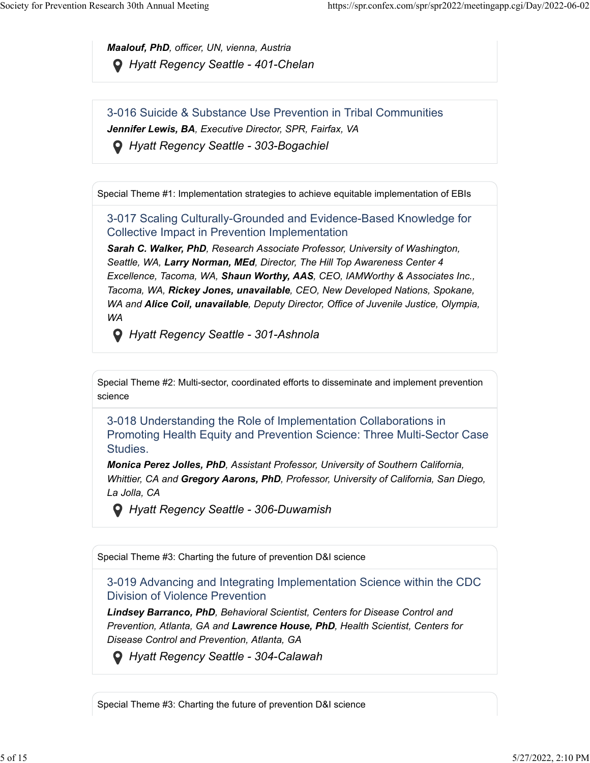***Maalouf, PhD**, officer, UN, vienna, Austria*

*Hyatt Regency Seattle - 401-Chelan*

### 3-016 Suicide & Substance Use Prevention in Tribal Communities

***Jennifer Lewis, BA**, Executive Director, SPR, Fairfax, VA*

*Hyatt Regency Seattle - 303-Bogachiel*

Special Theme #1: Implementation strategies to achieve equitable implementation of EBIs

### 3-017 Scaling Culturally-Grounded and Evidence-Based Knowledge for Collective Impact in Prevention Implementation

***Sarah C. Walker, PhD**, Research Associate Professor, University of Washington, Seattle, WA, **Larry Norman, MEd**, Director, The Hill Top Awareness Center 4 Excellence, Tacoma, WA, **Shaun Worthy, AAS**, CEO, IAMWorthy & Associates Inc., Tacoma, WA, **Rickey Jones, unavailable**, CEO, New Developed Nations, Spokane, WA and **Alice Coil, unavailable**, Deputy Director, Office of Juvenile Justice, Olympia, WA*

*Hyatt Regency Seattle - 301-Ashnola*

Special Theme #2: Multi-sector, coordinated efforts to disseminate and implement prevention science

### 3-018 Understanding the Role of Implementation Collaborations in Promoting Health Equity and Prevention Science: Three Multi-Sector Case Studies.

***Monica Perez Jolles, PhD**, Assistant Professor, University of Southern California, Whittier, CA and **Gregory Aarons, PhD**, Professor, University of California, San Diego, La Jolla, CA*

*Hyatt Regency Seattle - 306-Duwamish*

Special Theme #3: Charting the future of prevention D&I science

### 3-019 Advancing and Integrating Implementation Science within the CDC Division of Violence Prevention

***Lindsey Barranco, PhD**, Behavioral Scientist, Centers for Disease Control and Prevention, Atlanta, GA and **Lawrence House, PhD**, Health Scientist, Centers for Disease Control and Prevention, Atlanta, GA*

*Hyatt Regency Seattle - 304-Calawah*

Special Theme #3: Charting the future of prevention D&I science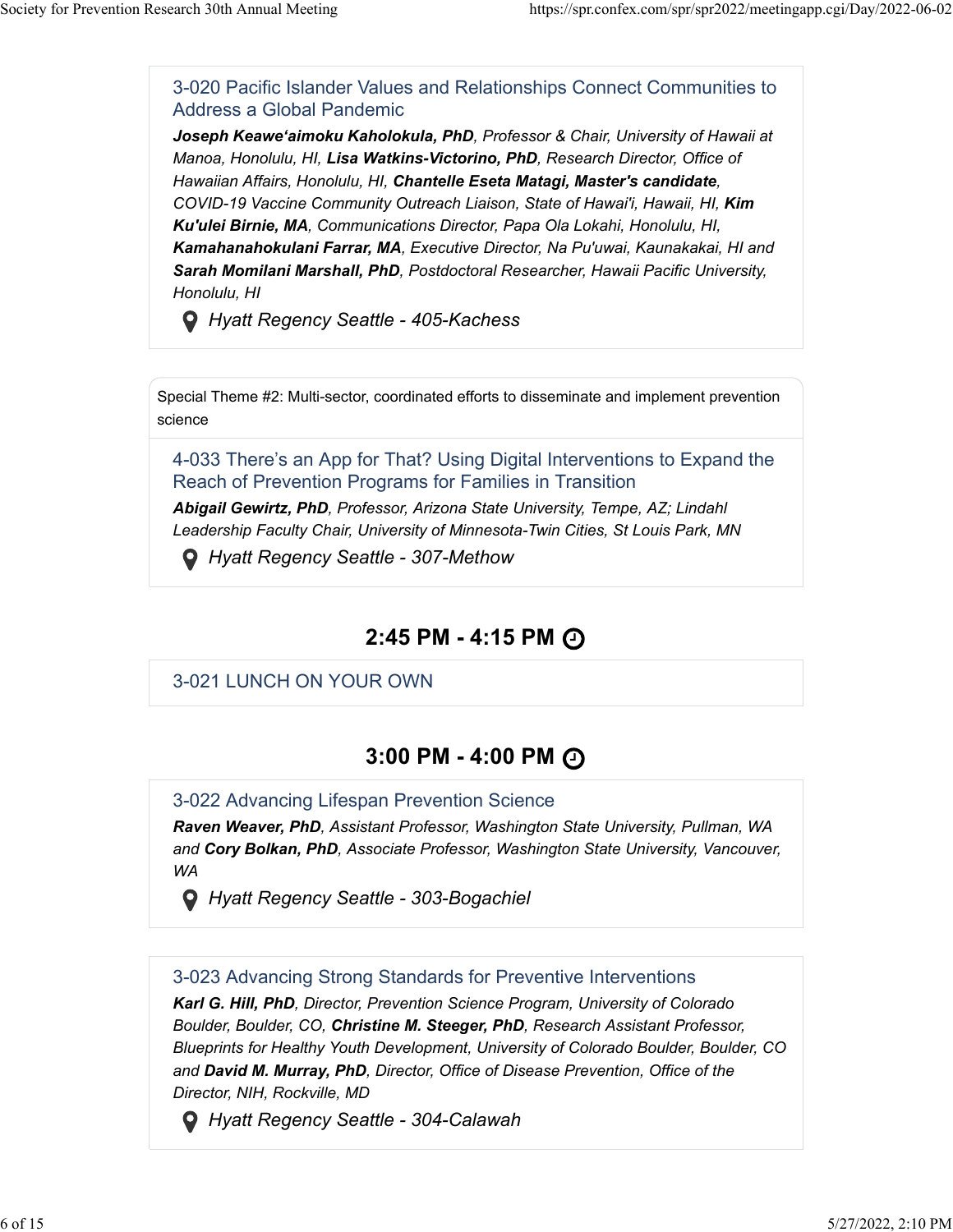### 3-020 Pacific Islander Values and Relationships Connect Communities to Address a Global Pandemic

***Joseph Keawe'aimoku Kaholokula, PhD**, Professor & Chair, University of Hawaii at Manoa, Honolulu, HI, **Lisa Watkins-Victorino, PhD**, Research Director, Office of Hawaiian Affairs, Honolulu, HI, **Chantelle Eseta Matagi, Master's candidate**, COVID-19 Vaccine Community Outreach Liaison, State of Hawai'i, Hawaii, HI, **Kim Ku'ulei Birnie, MA**, Communications Director, Papa Ola Lokahi, Honolulu, HI, **Kamahanahokulani Farrar, MA**, Executive Director, Na Pu'uwai, Kaunakakai, HI and **Sarah Momilani Marshall, PhD**, Postdoctoral Researcher, Hawaii Pacific University, Honolulu, HI*

*Hyatt Regency Seattle - 405-Kachess*

Special Theme #2: Multi-sector, coordinated efforts to disseminate and implement prevention science

### 4-033 There's an App for That? Using Digital Interventions to Expand the Reach of Prevention Programs for Families in Transition

***Abigail Gewirtz, PhD**, Professor, Arizona State University, Tempe, AZ; Lindahl Leadership Faculty Chair, University of Minnesota-Twin Cities, St Louis Park, MN*

*Hyatt Regency Seattle - 307-Methow*

## 2:45 PM - 4:15 PM

### 3-021 LUNCH ON YOUR OWN

## 3:00 PM - 4:00 PM

### 3-022 Advancing Lifespan Prevention Science

***Raven Weaver, PhD**, Assistant Professor, Washington State University, Pullman, WA and **Cory Bolkan, PhD**, Associate Professor, Washington State University, Vancouver, WA*

*Hyatt Regency Seattle - 303-Bogachiel*

### 3-023 Advancing Strong Standards for Preventive Interventions

***Karl G. Hill, PhD**, Director, Prevention Science Program, University of Colorado Boulder, Boulder, CO, **Christine M. Steeger, PhD**, Research Assistant Professor, Blueprints for Healthy Youth Development, University of Colorado Boulder, Boulder, CO and **David M. Murray, PhD**, Director, Office of Disease Prevention, Office of the Director, NIH, Rockville, MD*

*Hyatt Regency Seattle - 304-Calawah*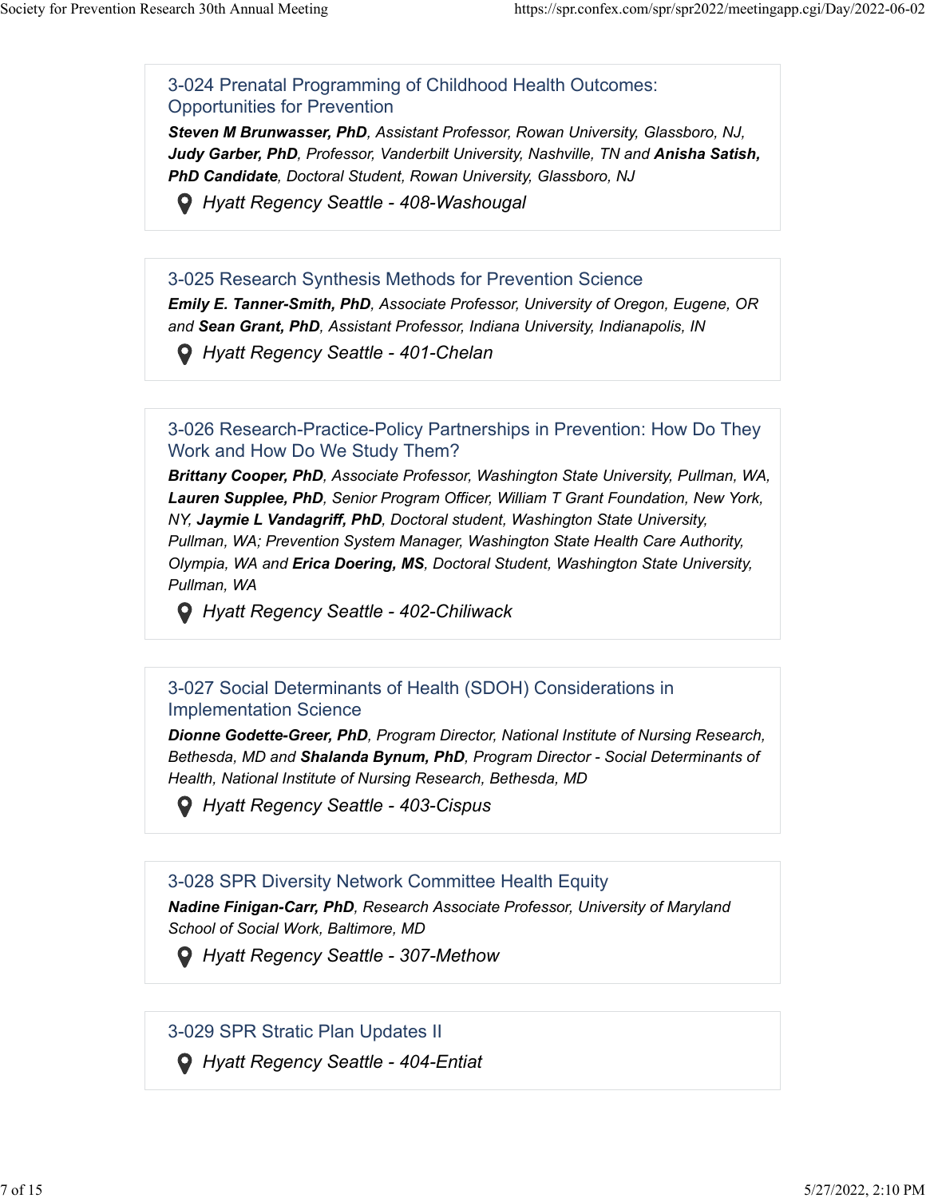### 3-024 Prenatal Programming of Childhood Health Outcomes: Opportunities for Prevention

***Steven M Brunwasser, PhD**, Assistant Professor, Rowan University, Glassboro, NJ, **Judy Garber, PhD**, Professor, Vanderbilt University, Nashville, TN and **Anisha Satish, PhD Candidate**, Doctoral Student, Rowan University, Glassboro, NJ*

*Hyatt Regency Seattle - 408-Washougal*

### 3-025 Research Synthesis Methods for Prevention Science

***Emily E. Tanner-Smith, PhD**, Associate Professor, University of Oregon, Eugene, OR and **Sean Grant, PhD**, Assistant Professor, Indiana University, Indianapolis, IN*

*Hyatt Regency Seattle - 401-Chelan*

### 3-026 Research-Practice-Policy Partnerships in Prevention: How Do They Work and How Do We Study Them?

***Brittany Cooper, PhD**, Associate Professor, Washington State University, Pullman, WA, **Lauren Supplee, PhD**, Senior Program Officer, William T Grant Foundation, New York, NY, **Jaymie L Vandagriff, PhD**, Doctoral student, Washington State University, Pullman, WA; Prevention System Manager, Washington State Health Care Authority, Olympia, WA and **Erica Doering, MS**, Doctoral Student, Washington State University, Pullman, WA*

*Hyatt Regency Seattle - 402-Chiliwack*

### 3-027 Social Determinants of Health (SDOH) Considerations in Implementation Science

***Dionne Godette-Greer, PhD**, Program Director, National Institute of Nursing Research, Bethesda, MD and **Shalanda Bynum, PhD**, Program Director - Social Determinants of Health, National Institute of Nursing Research, Bethesda, MD*

*Hyatt Regency Seattle - 403-Cispus*

### 3-028 SPR Diversity Network Committee Health Equity

***Nadine Finigan-Carr, PhD**, Research Associate Professor, University of Maryland School of Social Work, Baltimore, MD*

*Hyatt Regency Seattle - 307-Methow*

### 3-029 SPR Stratic Plan Updates II

*Hyatt Regency Seattle - 404-Entiat*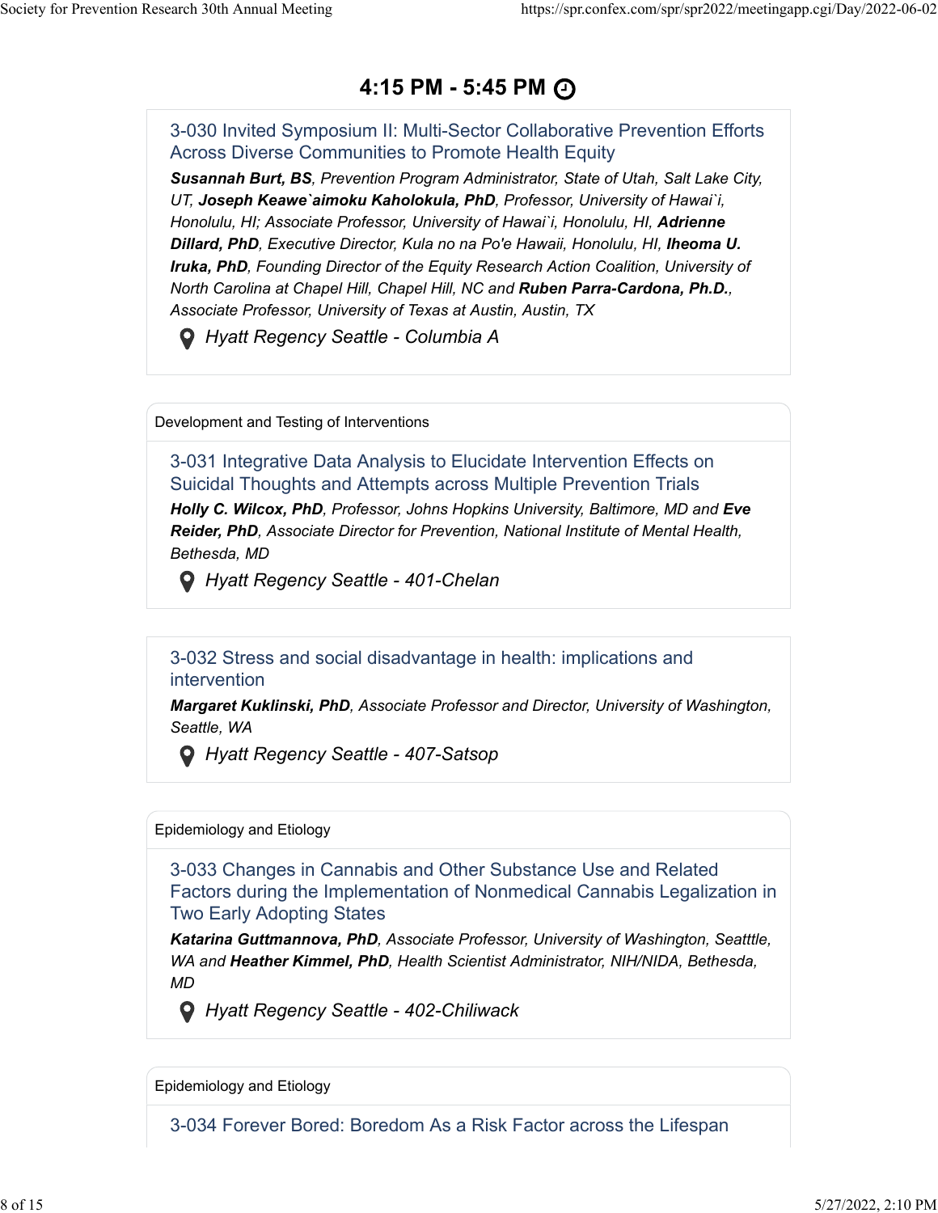## 4:15 PM - 5:45 PM

### 3-030 Invited Symposium II: Multi-Sector Collaborative Prevention Efforts Across Diverse Communities to Promote Health Equity

***Susannah Burt, BS****, Prevention Program Administrator, State of Utah, Salt Lake City, UT,* ***Joseph Keawe`aimoku Kaholokula, PhD****, Professor, University of Hawai`i, Honolulu, HI; Associate Professor, University of Hawai`i, Honolulu, HI,* ***Adrienne Dillard, PhD****, Executive Director, Kula no na Po'e Hawaii, Honolulu, HI,* ***Iheoma U. Iruka, PhD****, Founding Director of the Equity Research Action Coalition, University of North Carolina at Chapel Hill, Chapel Hill, NC and* ***Ruben Parra-Cardona, Ph.D.****, Associate Professor, University of Texas at Austin, Austin, TX*

*Hyatt Regency Seattle - Columbia A*

---

Development and Testing of Interventions

### 3-031 Integrative Data Analysis to Elucidate Intervention Effects on Suicidal Thoughts and Attempts across Multiple Prevention Trials

***Holly C. Wilcox, PhD****, Professor, Johns Hopkins University, Baltimore, MD and* ***Eve Reider, PhD****, Associate Director for Prevention, National Institute of Mental Health, Bethesda, MD*

*Hyatt Regency Seattle - 401-Chelan*

---

### 3-032 Stress and social disadvantage in health: implications and intervention

***Margaret Kuklinski, PhD****, Associate Professor and Director, University of Washington, Seattle, WA*

*Hyatt Regency Seattle - 407-Satsop*

---

Epidemiology and Etiology

### 3-033 Changes in Cannabis and Other Substance Use and Related Factors during the Implementation of Nonmedical Cannabis Legalization in Two Early Adopting States

***Katarina Guttmannova, PhD****, Associate Professor, University of Washington, Seatttle, WA and* ***Heather Kimmel, PhD****, Health Scientist Administrator, NIH/NIDA, Bethesda, MD*

*Hyatt Regency Seattle - 402-Chiliwack*

---

Epidemiology and Etiology

### 3-034 Forever Bored: Boredom As a Risk Factor across the Lifespan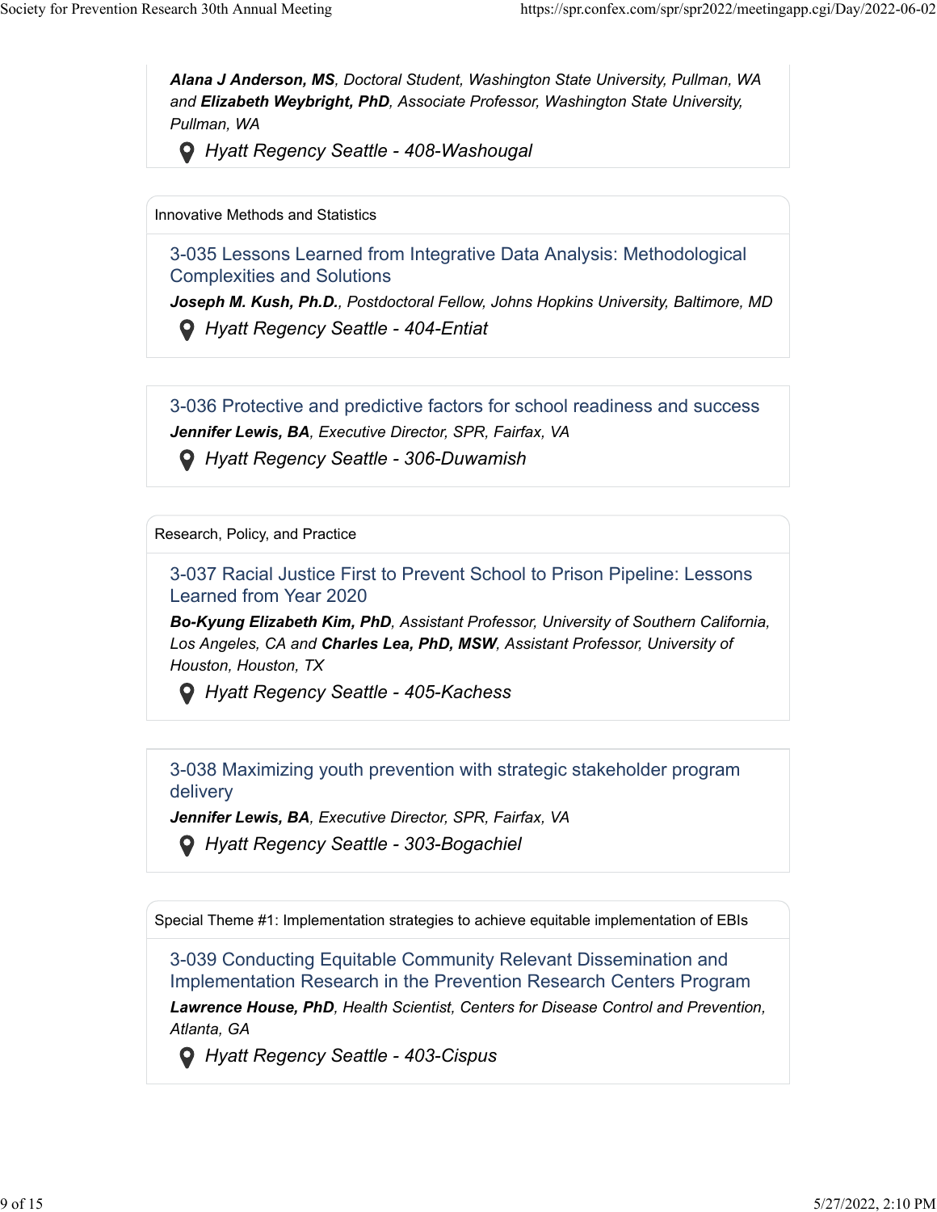***Alana J Anderson, MS****, Doctoral Student, Washington State University, Pullman, WA and* ***Elizabeth Weybright, PhD****, Associate Professor, Washington State University, Pullman, WA*

*Hyatt Regency Seattle - 408-Washougal*

Innovative Methods and Statistics

### 3-035 Lessons Learned from Integrative Data Analysis: Methodological Complexities and Solutions

***Joseph M. Kush, Ph.D.****, Postdoctoral Fellow, Johns Hopkins University, Baltimore, MD*

*Hyatt Regency Seattle - 404-Entiat*

### 3-036 Protective and predictive factors for school readiness and success

***Jennifer Lewis, BA****, Executive Director, SPR, Fairfax, VA*

*Hyatt Regency Seattle - 306-Duwamish*

Research, Policy, and Practice

### 3-037 Racial Justice First to Prevent School to Prison Pipeline: Lessons Learned from Year 2020

***Bo-Kyung Elizabeth Kim, PhD****, Assistant Professor, University of Southern California, Los Angeles, CA and* ***Charles Lea, PhD, MSW****, Assistant Professor, University of Houston, Houston, TX*

*Hyatt Regency Seattle - 405-Kachess*

### 3-038 Maximizing youth prevention with strategic stakeholder program delivery

***Jennifer Lewis, BA****, Executive Director, SPR, Fairfax, VA*

*Hyatt Regency Seattle - 303-Bogachiel*

Special Theme #1: Implementation strategies to achieve equitable implementation of EBIs

### 3-039 Conducting Equitable Community Relevant Dissemination and Implementation Research in the Prevention Research Centers Program

***Lawrence House, PhD****, Health Scientist, Centers for Disease Control and Prevention, Atlanta, GA*

*Hyatt Regency Seattle - 403-Cispus*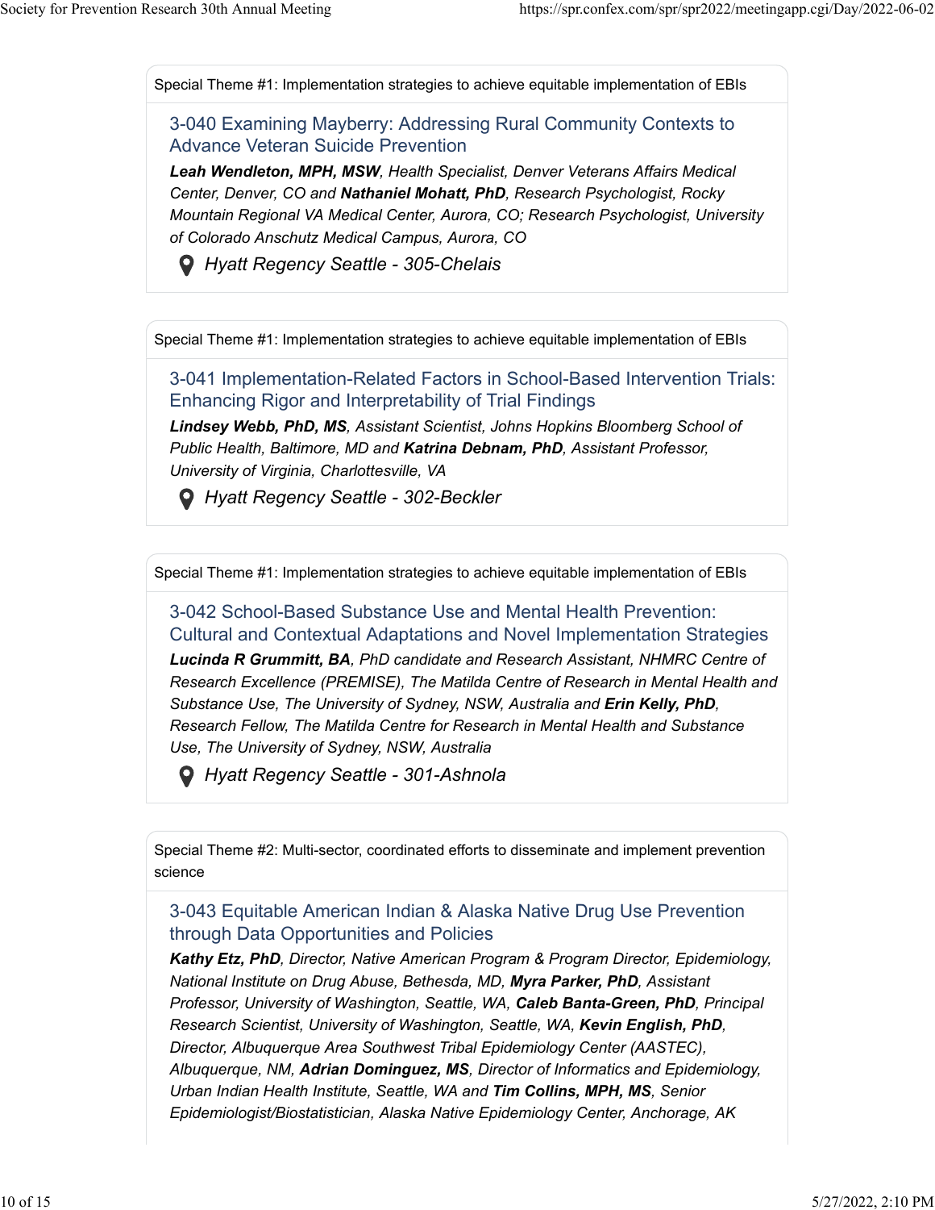Special Theme #1: Implementation strategies to achieve equitable implementation of EBIs

### 3-040 Examining Mayberry: Addressing Rural Community Contexts to Advance Veteran Suicide Prevention

***Leah Wendleton, MPH, MSW**, Health Specialist, Denver Veterans Affairs Medical Center, Denver, CO and **Nathaniel Mohatt, PhD**, Research Psychologist, Rocky Mountain Regional VA Medical Center, Aurora, CO; Research Psychologist, University of Colorado Anschutz Medical Campus, Aurora, CO*

*Hyatt Regency Seattle - 305-Chelais*

Special Theme #1: Implementation strategies to achieve equitable implementation of EBIs

### 3-041 Implementation-Related Factors in School-Based Intervention Trials: Enhancing Rigor and Interpretability of Trial Findings

***Lindsey Webb, PhD, MS**, Assistant Scientist, Johns Hopkins Bloomberg School of Public Health, Baltimore, MD and **Katrina Debnam, PhD**, Assistant Professor, University of Virginia, Charlottesville, VA*

*Hyatt Regency Seattle - 302-Beckler*

Special Theme #1: Implementation strategies to achieve equitable implementation of EBIs

### 3-042 School-Based Substance Use and Mental Health Prevention: Cultural and Contextual Adaptations and Novel Implementation Strategies

***Lucinda R Grummitt, BA**, PhD candidate and Research Assistant, NHMRC Centre of Research Excellence (PREMISE), The Matilda Centre of Research in Mental Health and Substance Use, The University of Sydney, NSW, Australia and **Erin Kelly, PhD**, Research Fellow, The Matilda Centre for Research in Mental Health and Substance Use, The University of Sydney, NSW, Australia*

*Hyatt Regency Seattle - 301-Ashnola*

Special Theme #2: Multi-sector, coordinated efforts to disseminate and implement prevention science

### 3-043 Equitable American Indian & Alaska Native Drug Use Prevention through Data Opportunities and Policies

***Kathy Etz, PhD**, Director, Native American Program & Program Director, Epidemiology, National Institute on Drug Abuse, Bethesda, MD, **Myra Parker, PhD**, Assistant Professor, University of Washington, Seattle, WA, **Caleb Banta-Green, PhD**, Principal Research Scientist, University of Washington, Seattle, WA, **Kevin English, PhD**, Director, Albuquerque Area Southwest Tribal Epidemiology Center (AASTEC), Albuquerque, NM, **Adrian Dominguez, MS**, Director of Informatics and Epidemiology, Urban Indian Health Institute, Seattle, WA and **Tim Collins, MPH, MS**, Senior Epidemiologist/Biostatistician, Alaska Native Epidemiology Center, Anchorage, AK*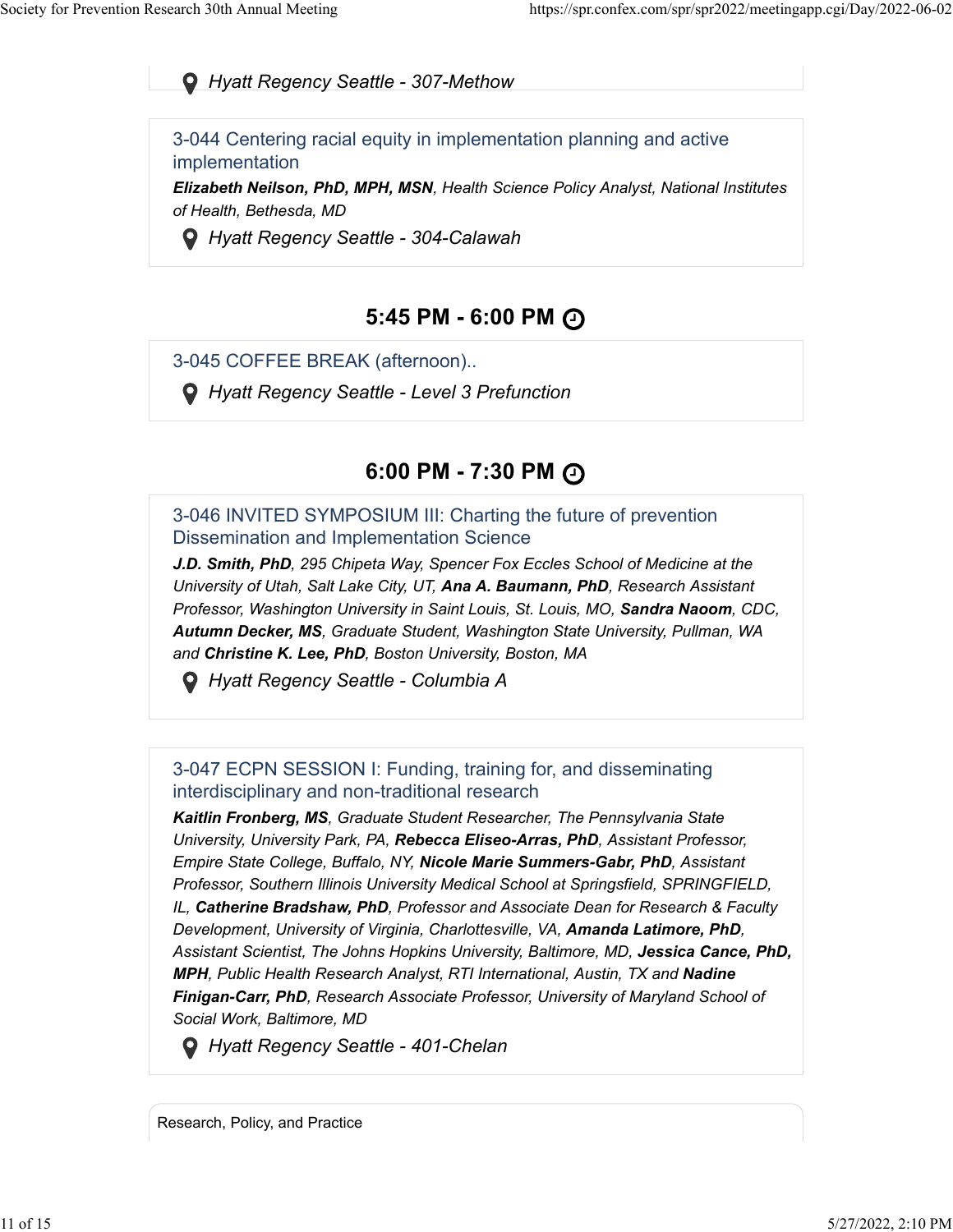*Hyatt Regency Seattle - 307-Methow*

### 3-044 Centering racial equity in implementation planning and active implementation

***Elizabeth Neilson, PhD, MPH, MSN**, Health Science Policy Analyst, National Institutes of Health, Bethesda, MD*

*Hyatt Regency Seattle - 304-Calawah*

## 5:45 PM - 6:00 PM

### 3-045 COFFEE BREAK (afternoon)..

*Hyatt Regency Seattle - Level 3 Prefunction*

## 6:00 PM - 7:30 PM

### 3-046 INVITED SYMPOSIUM III: Charting the future of prevention Dissemination and Implementation Science

***J.D. Smith, PhD**, 295 Chipeta Way, Spencer Fox Eccles School of Medicine at the University of Utah, Salt Lake City, UT, **Ana A. Baumann, PhD**, Research Assistant Professor, Washington University in Saint Louis, St. Louis, MO, **Sandra Naoom**, CDC, **Autumn Decker, MS**, Graduate Student, Washington State University, Pullman, WA and **Christine K. Lee, PhD**, Boston University, Boston, MA*

*Hyatt Regency Seattle - Columbia A*

### 3-047 ECPN SESSION I: Funding, training for, and disseminating interdisciplinary and non-traditional research

***Kaitlin Fronberg, MS**, Graduate Student Researcher, The Pennsylvania State University, University Park, PA, **Rebecca Eliseo-Arras, PhD**, Assistant Professor, Empire State College, Buffalo, NY, **Nicole Marie Summers-Gabr, PhD**, Assistant Professor, Southern Illinois University Medical School at Springsfield, SPRINGFIELD, IL, **Catherine Bradshaw, PhD**, Professor and Associate Dean for Research & Faculty Development, University of Virginia, Charlottesville, VA, **Amanda Latimore, PhD**, Assistant Scientist, The Johns Hopkins University, Baltimore, MD, **Jessica Cance, PhD, MPH**, Public Health Research Analyst, RTI International, Austin, TX and **Nadine Finigan-Carr, PhD**, Research Associate Professor, University of Maryland School of Social Work, Baltimore, MD*

*Hyatt Regency Seattle - 401-Chelan*

Research, Policy, and Practice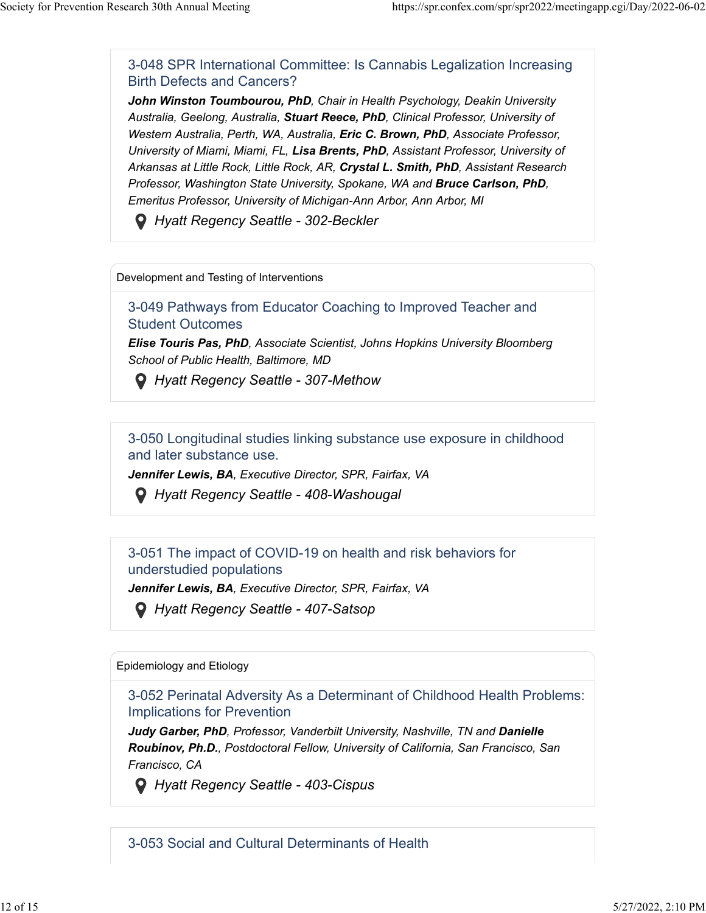### 3-048 SPR International Committee: Is Cannabis Legalization Increasing Birth Defects and Cancers?

***John Winston Toumbourou, PhD**, Chair in Health Psychology, Deakin University Australia, Geelong, Australia, **Stuart Reece, PhD**, Clinical Professor, University of Western Australia, Perth, WA, Australia, **Eric C. Brown, PhD**, Associate Professor, University of Miami, Miami, FL, **Lisa Brents, PhD**, Assistant Professor, University of Arkansas at Little Rock, Little Rock, AR, **Crystal L. Smith, PhD**, Assistant Research Professor, Washington State University, Spokane, WA and **Bruce Carlson, PhD**, Emeritus Professor, University of Michigan-Ann Arbor, Ann Arbor, MI*

*Hyatt Regency Seattle - 302-Beckler*

Development and Testing of Interventions

### 3-049 Pathways from Educator Coaching to Improved Teacher and Student Outcomes

***Elise Touris Pas, PhD**, Associate Scientist, Johns Hopkins University Bloomberg School of Public Health, Baltimore, MD*

*Hyatt Regency Seattle - 307-Methow*

### 3-050 Longitudinal studies linking substance use exposure in childhood and later substance use.

***Jennifer Lewis, BA**, Executive Director, SPR, Fairfax, VA*

*Hyatt Regency Seattle - 408-Washougal*

### 3-051 The impact of COVID-19 on health and risk behaviors for understudied populations

***Jennifer Lewis, BA**, Executive Director, SPR, Fairfax, VA*

*Hyatt Regency Seattle - 407-Satsop*

Epidemiology and Etiology

### 3-052 Perinatal Adversity As a Determinant of Childhood Health Problems: Implications for Prevention

***Judy Garber, PhD**, Professor, Vanderbilt University, Nashville, TN and **Danielle Roubinov, Ph.D.**, Postdoctoral Fellow, University of California, San Francisco, San Francisco, CA*

*Hyatt Regency Seattle - 403-Cispus*

### 3-053 Social and Cultural Determinants of Health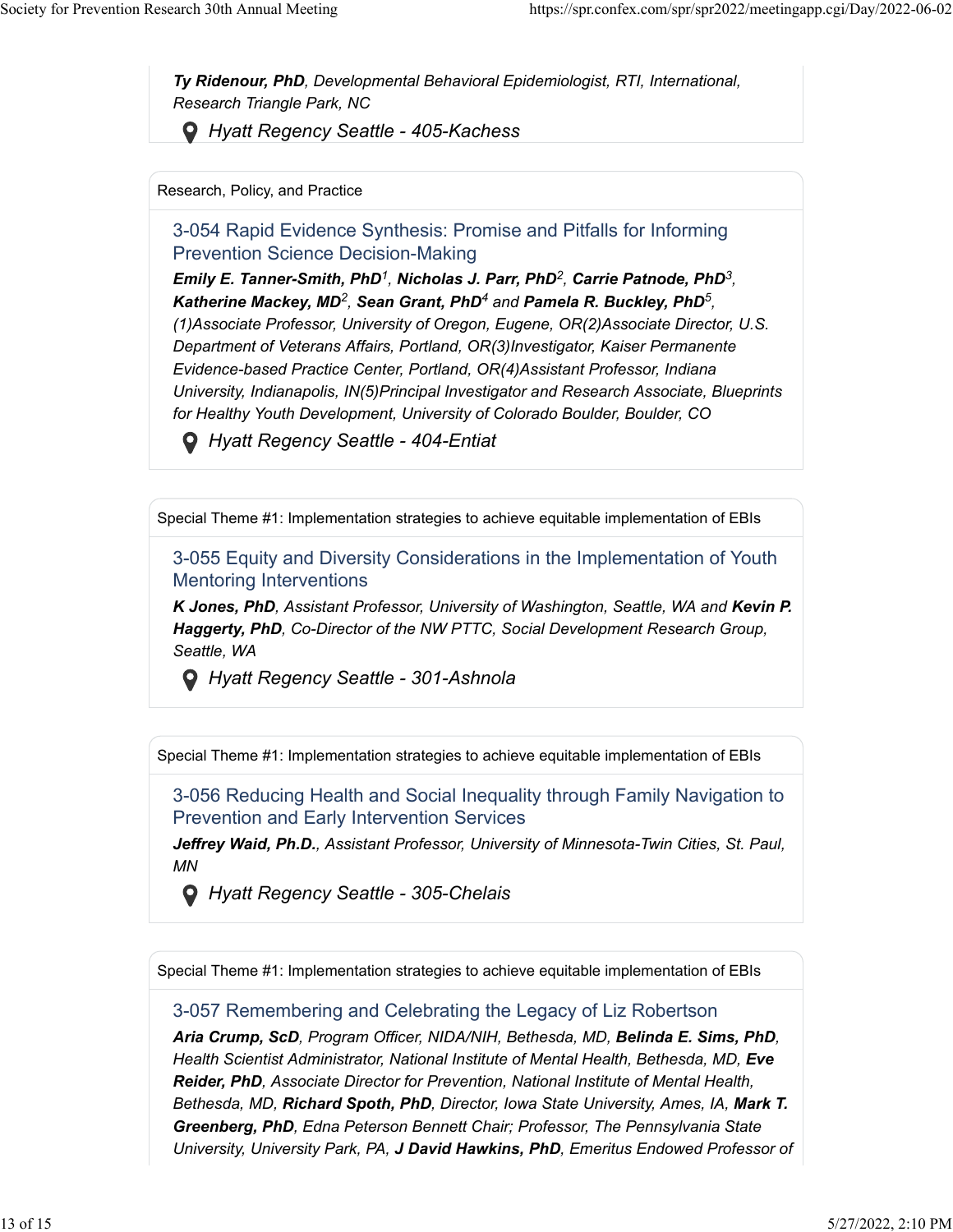***Ty Ridenour, PhD**, Developmental Behavioral Epidemiologist, RTI, International, Research Triangle Park, NC*

*Hyatt Regency Seattle - 405-Kachess*

---

Research, Policy, and Practice

### 3-054 Rapid Evidence Synthesis: Promise and Pitfalls for Informing Prevention Science Decision-Making

***Emily E. Tanner-Smith, PhD**[1], **Nicholas J. Parr, PhD**[2], **Carrie Patnode, PhD**[3], **Katherine Mackey, MD**[2], **Sean Grant, PhD**[4] and **Pamela R. Buckley, PhD**[5], (1)Associate Professor, University of Oregon, Eugene, OR(2)Associate Director, U.S. Department of Veterans Affairs, Portland, OR(3)Investigator, Kaiser Permanente Evidence-based Practice Center, Portland, OR(4)Assistant Professor, Indiana University, Indianapolis, IN(5)Principal Investigator and Research Associate, Blueprints for Healthy Youth Development, University of Colorado Boulder, Boulder, CO*

*Hyatt Regency Seattle - 404-Entiat*

---

Special Theme #1: Implementation strategies to achieve equitable implementation of EBIs

### 3-055 Equity and Diversity Considerations in the Implementation of Youth Mentoring Interventions

***K Jones, PhD**, Assistant Professor, University of Washington, Seattle, WA and **Kevin P. Haggerty, PhD**, Co-Director of the NW PTTC, Social Development Research Group, Seattle, WA*

*Hyatt Regency Seattle - 301-Ashnola*

---

Special Theme #1: Implementation strategies to achieve equitable implementation of EBIs

### 3-056 Reducing Health and Social Inequality through Family Navigation to Prevention and Early Intervention Services

***Jeffrey Waid, Ph.D.**, Assistant Professor, University of Minnesota-Twin Cities, St. Paul, MN*

*Hyatt Regency Seattle - 305-Chelais*

---

Special Theme #1: Implementation strategies to achieve equitable implementation of EBIs

### 3-057 Remembering and Celebrating the Legacy of Liz Robertson

***Aria Crump, ScD**, Program Officer, NIDA/NIH, Bethesda, MD, **Belinda E. Sims, PhD**, Health Scientist Administrator, National Institute of Mental Health, Bethesda, MD, **Eve Reider, PhD**, Associate Director for Prevention, National Institute of Mental Health, Bethesda, MD, **Richard Spoth, PhD**, Director, Iowa State University, Ames, IA, **Mark T. Greenberg, PhD**, Edna Peterson Bennett Chair; Professor, The Pennsylvania State University, University Park, PA, **J David Hawkins, PhD**, Emeritus Endowed Professor of*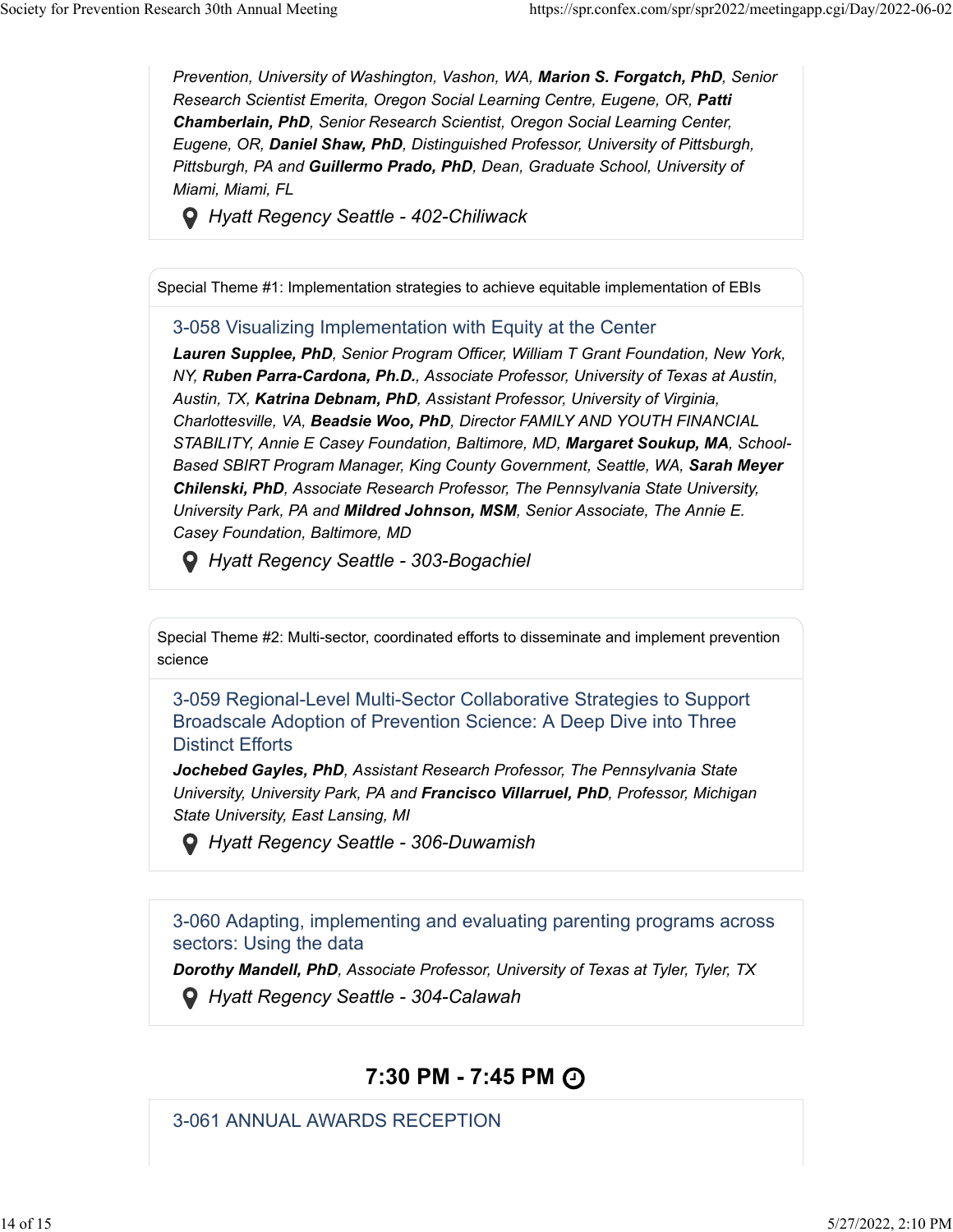*Prevention, University of Washington, Vashon, WA,* ***Marion S. Forgatch, PhD****, Senior Research Scientist Emerita, Oregon Social Learning Centre, Eugene, OR,* ***Patti Chamberlain, PhD****, Senior Research Scientist, Oregon Social Learning Center, Eugene, OR,* ***Daniel Shaw, PhD****, Distinguished Professor, University of Pittsburgh, Pittsburgh, PA and* ***Guillermo Prado, PhD****, Dean, Graduate School, University of Miami, Miami, FL*

*Hyatt Regency Seattle - 402-Chiliwack*

---

Special Theme #1: Implementation strategies to achieve equitable implementation of EBIs

### 3-058 Visualizing Implementation with Equity at the Center

***Lauren Supplee, PhD****, Senior Program Officer, William T Grant Foundation, New York, NY,* ***Ruben Parra-Cardona, Ph.D.****, Associate Professor, University of Texas at Austin, Austin, TX,* ***Katrina Debnam, PhD****, Assistant Professor, University of Virginia, Charlottesville, VA,* ***Beadsie Woo, PhD****, Director FAMILY AND YOUTH FINANCIAL STABILITY, Annie E Casey Foundation, Baltimore, MD,* ***Margaret Soukup, MA****, School-Based SBIRT Program Manager, King County Government, Seattle, WA,* ***Sarah Meyer Chilenski, PhD****, Associate Research Professor, The Pennsylvania State University, University Park, PA and* ***Mildred Johnson, MSM****, Senior Associate, The Annie E. Casey Foundation, Baltimore, MD*

*Hyatt Regency Seattle - 303-Bogachiel*

---

Special Theme #2: Multi-sector, coordinated efforts to disseminate and implement prevention science

### 3-059 Regional-Level Multi-Sector Collaborative Strategies to Support Broadscale Adoption of Prevention Science: A Deep Dive into Three Distinct Efforts

***Jochebed Gayles, PhD****, Assistant Research Professor, The Pennsylvania State University, University Park, PA and* ***Francisco Villarruel, PhD****, Professor, Michigan State University, East Lansing, MI*

*Hyatt Regency Seattle - 306-Duwamish*

---

### 3-060 Adapting, implementing and evaluating parenting programs across sectors: Using the data

***Dorothy Mandell, PhD****, Associate Professor, University of Texas at Tyler, Tyler, TX*

*Hyatt Regency Seattle - 304-Calawah*

## 7:30 PM - 7:45 PM

### 3-061 ANNUAL AWARDS RECEPTION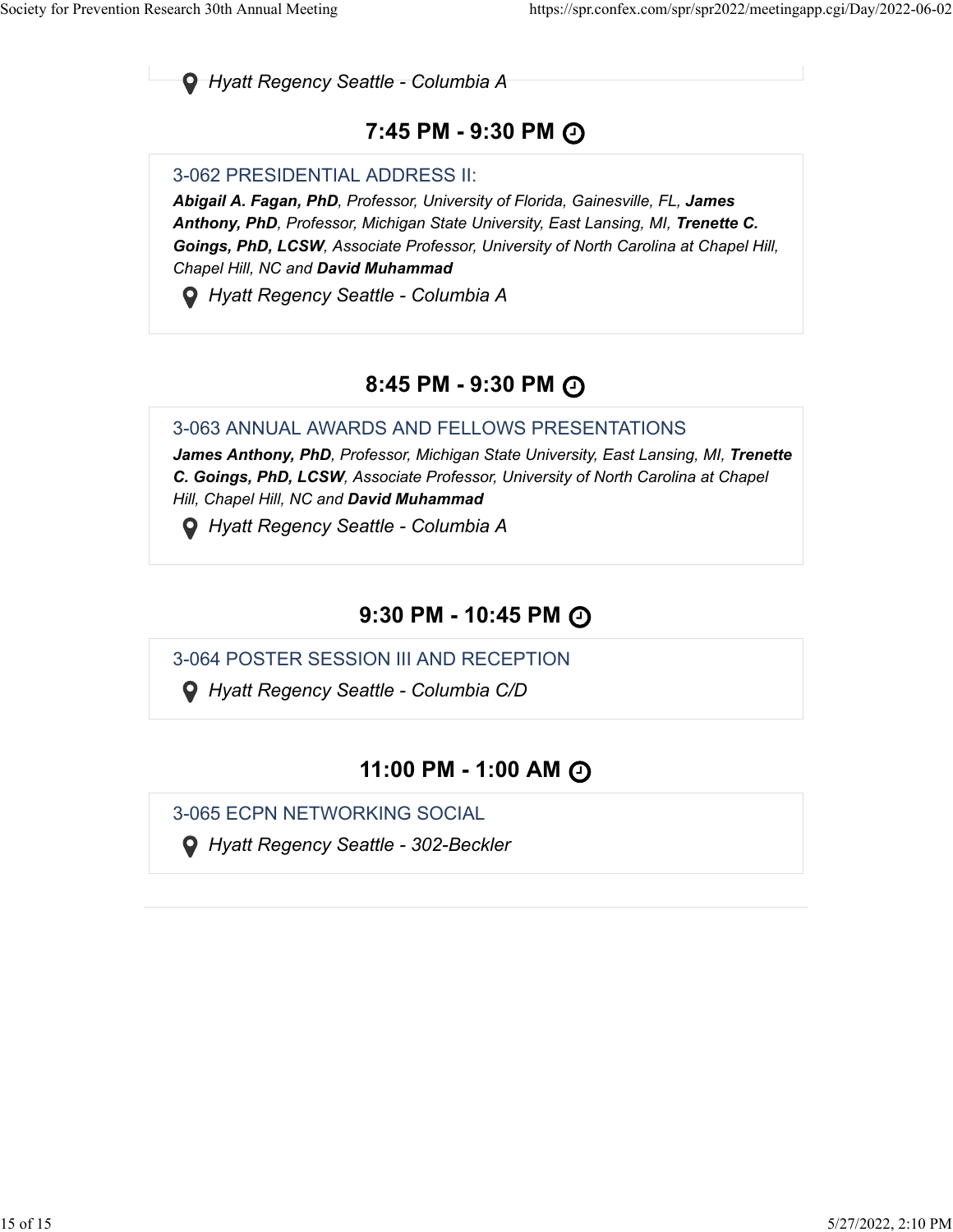Hyatt Regency Seattle - Columbia A

## 7:45 PM - 9:30 PM

### 3-062 PRESIDENTIAL ADDRESS II:

***Abigail A. Fagan, PhD**, Professor, University of Florida, Gainesville, FL, **James Anthony, PhD**, Professor, Michigan State University, East Lansing, MI, **Trenette C. Goings, PhD, LCSW**, Associate Professor, University of North Carolina at Chapel Hill, Chapel Hill, NC and **David Muhammad***

*Hyatt Regency Seattle - Columbia A*

## 8:45 PM - 9:30 PM

### 3-063 ANNUAL AWARDS AND FELLOWS PRESENTATIONS

***James Anthony, PhD**, Professor, Michigan State University, East Lansing, MI, **Trenette C. Goings, PhD, LCSW**, Associate Professor, University of North Carolina at Chapel Hill, Chapel Hill, NC and **David Muhammad***

*Hyatt Regency Seattle - Columbia A*

## 9:30 PM - 10:45 PM

### 3-064 POSTER SESSION III AND RECEPTION

*Hyatt Regency Seattle - Columbia C/D*

## 11:00 PM - 1:00 AM

### 3-065 ECPN NETWORKING SOCIAL

*Hyatt Regency Seattle - 302-Beckler*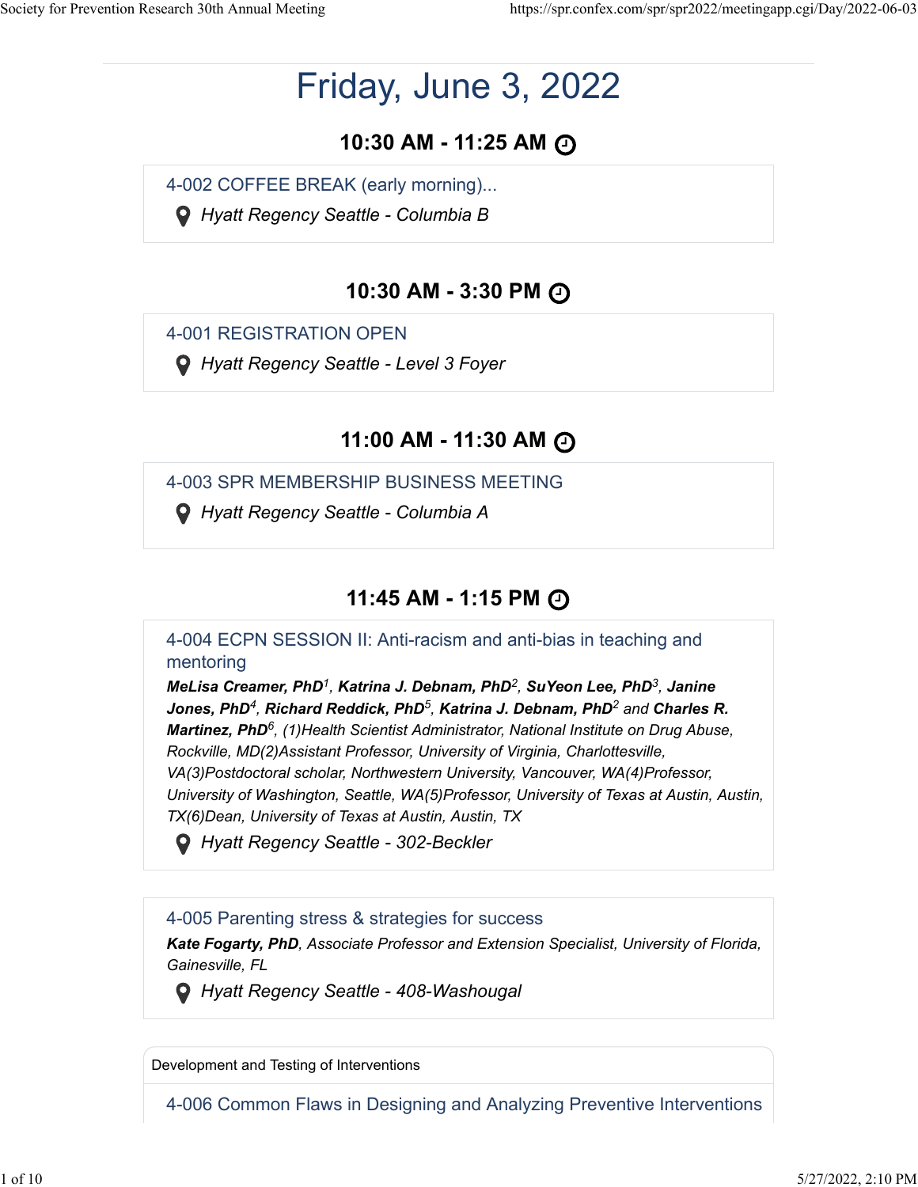# Friday, June 3, 2022

## 10:30 AM - 11:25 AM

4-002 COFFEE BREAK (early morning)...

*Hyatt Regency Seattle - Columbia B*

## 10:30 AM - 3:30 PM

4-001 REGISTRATION OPEN

*Hyatt Regency Seattle - Level 3 Foyer*

## 11:00 AM - 11:30 AM

4-003 SPR MEMBERSHIP BUSINESS MEETING

*Hyatt Regency Seattle - Columbia A*

## 11:45 AM - 1:15 PM

4-004 ECPN SESSION II: Anti-racism and anti-bias in teaching and mentoring

***MeLisa Creamer, PhD***[1], ***Katrina J. Debnam, PhD***[2], ***SuYeon Lee, PhD***[3], ***Janine Jones, PhD***[4], ***Richard Reddick, PhD***[5], ***Katrina J. Debnam, PhD***[2] *and* ***Charles R. Martinez, PhD***[6], *(1)Health Scientist Administrator, National Institute on Drug Abuse, Rockville, MD(2)Assistant Professor, University of Virginia, Charlottesville, VA(3)Postdoctoral scholar, Northwestern University, Vancouver, WA(4)Professor, University of Washington, Seattle, WA(5)Professor, University of Texas at Austin, Austin, TX(6)Dean, University of Texas at Austin, Austin, TX*

*Hyatt Regency Seattle - 302-Beckler*

4-005 Parenting stress & strategies for success

***Kate Fogarty, PhD***, *Associate Professor and Extension Specialist, University of Florida, Gainesville, FL*

*Hyatt Regency Seattle - 408-Washougal*

Development and Testing of Interventions

4-006 Common Flaws in Designing and Analyzing Preventive Interventions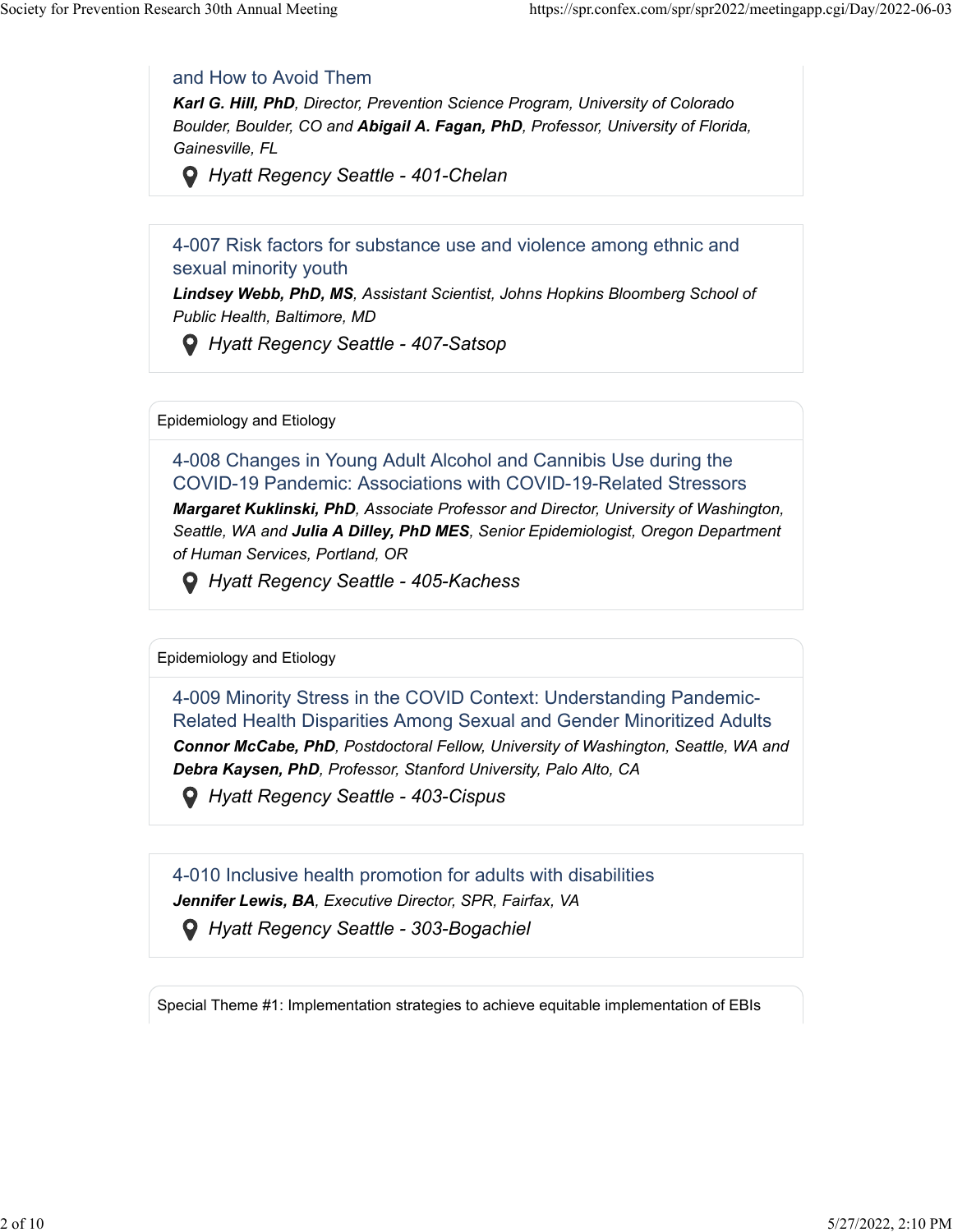### and How to Avoid Them

***Karl G. Hill, PhD**, Director, Prevention Science Program, University of Colorado Boulder, Boulder, CO and **Abigail A. Fagan, PhD**, Professor, University of Florida, Gainesville, FL*

*Hyatt Regency Seattle - 401-Chelan*

### 4-007 Risk factors for substance use and violence among ethnic and sexual minority youth

***Lindsey Webb, PhD, MS**, Assistant Scientist, Johns Hopkins Bloomberg School of Public Health, Baltimore, MD*

*Hyatt Regency Seattle - 407-Satsop*

Epidemiology and Etiology

### 4-008 Changes in Young Adult Alcohol and Cannibis Use during the COVID-19 Pandemic: Associations with COVID-19-Related Stressors

***Margaret Kuklinski, PhD**, Associate Professor and Director, University of Washington, Seattle, WA and **Julia A Dilley, PhD MES**, Senior Epidemiologist, Oregon Department of Human Services, Portland, OR*

*Hyatt Regency Seattle - 405-Kachess*

Epidemiology and Etiology

### 4-009 Minority Stress in the COVID Context: Understanding Pandemic-Related Health Disparities Among Sexual and Gender Minoritized Adults

***Connor McCabe, PhD**, Postdoctoral Fellow, University of Washington, Seattle, WA and **Debra Kaysen, PhD**, Professor, Stanford University, Palo Alto, CA*

*Hyatt Regency Seattle - 403-Cispus*

### 4-010 Inclusive health promotion for adults with disabilities

***Jennifer Lewis, BA**, Executive Director, SPR, Fairfax, VA*

*Hyatt Regency Seattle - 303-Bogachiel*

Special Theme #1: Implementation strategies to achieve equitable implementation of EBIs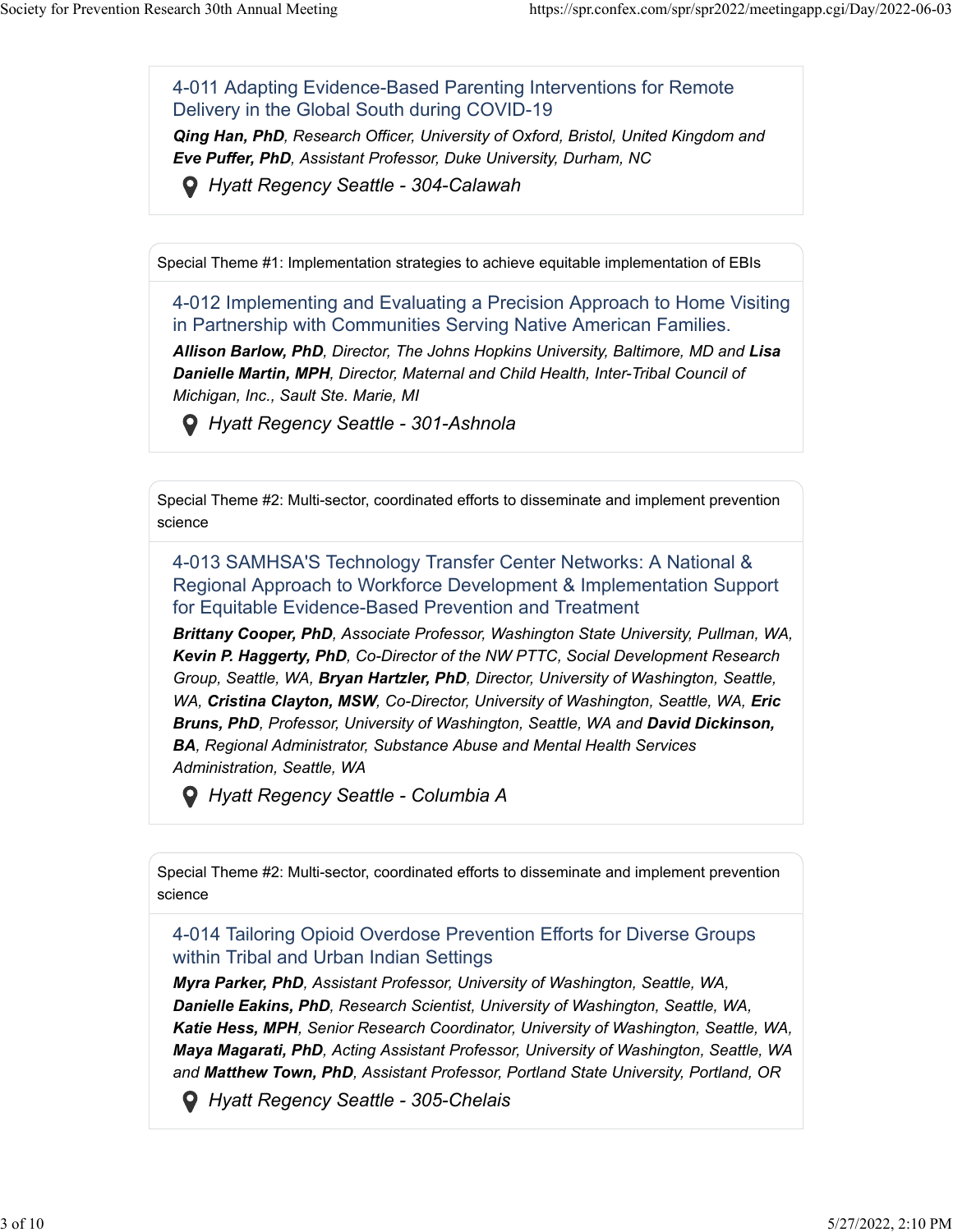### 4-011 Adapting Evidence-Based Parenting Interventions for Remote Delivery in the Global South during COVID-19

***Qing Han, PhD**, Research Officer, University of Oxford, Bristol, United Kingdom and **Eve Puffer, PhD**, Assistant Professor, Duke University, Durham, NC*

*Hyatt Regency Seattle - 304-Calawah*

---

Special Theme #1: Implementation strategies to achieve equitable implementation of EBIs

### 4-012 Implementing and Evaluating a Precision Approach to Home Visiting in Partnership with Communities Serving Native American Families.

***Allison Barlow, PhD**, Director, The Johns Hopkins University, Baltimore, MD and **Lisa Danielle Martin, MPH**, Director, Maternal and Child Health, Inter-Tribal Council of Michigan, Inc., Sault Ste. Marie, MI*

*Hyatt Regency Seattle - 301-Ashnola*

---

Special Theme #2: Multi-sector, coordinated efforts to disseminate and implement prevention science

### 4-013 SAMHSA'S Technology Transfer Center Networks: A National & Regional Approach to Workforce Development & Implementation Support for Equitable Evidence-Based Prevention and Treatment

***Brittany Cooper, PhD**, Associate Professor, Washington State University, Pullman, WA, **Kevin P. Haggerty, PhD**, Co-Director of the NW PTTC, Social Development Research Group, Seattle, WA, **Bryan Hartzler, PhD**, Director, University of Washington, Seattle, WA, **Cristina Clayton, MSW**, Co-Director, University of Washington, Seattle, WA, **Eric Bruns, PhD**, Professor, University of Washington, Seattle, WA and **David Dickinson, BA**, Regional Administrator, Substance Abuse and Mental Health Services Administration, Seattle, WA*

*Hyatt Regency Seattle - Columbia A*

---

Special Theme #2: Multi-sector, coordinated efforts to disseminate and implement prevention science

### 4-014 Tailoring Opioid Overdose Prevention Efforts for Diverse Groups within Tribal and Urban Indian Settings

***Myra Parker, PhD**, Assistant Professor, University of Washington, Seattle, WA, **Danielle Eakins, PhD**, Research Scientist, University of Washington, Seattle, WA, **Katie Hess, MPH**, Senior Research Coordinator, University of Washington, Seattle, WA, **Maya Magarati, PhD**, Acting Assistant Professor, University of Washington, Seattle, WA and **Matthew Town, PhD**, Assistant Professor, Portland State University, Portland, OR*

*Hyatt Regency Seattle - 305-Chelais*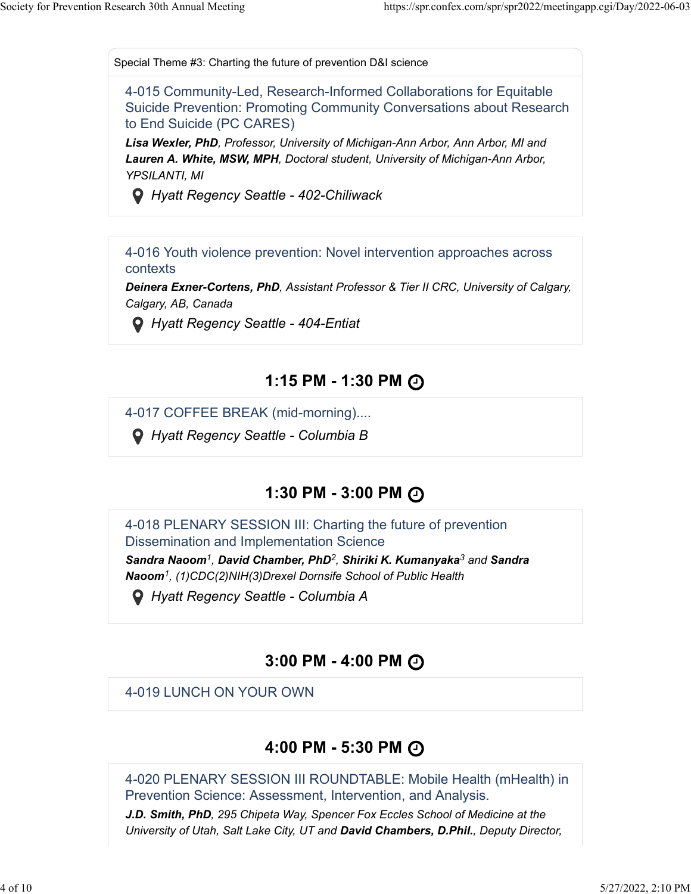Special Theme #3: Charting the future of prevention D&I science

### 4-015 Community-Led, Research-Informed Collaborations for Equitable Suicide Prevention: Promoting Community Conversations about Research to End Suicide (PC CARES)

***Lisa Wexler, PhD**, Professor, University of Michigan-Ann Arbor, Ann Arbor, MI and **Lauren A. White, MSW, MPH**, Doctoral student, University of Michigan-Ann Arbor, YPSILANTI, MI*

*Hyatt Regency Seattle - 402-Chiliwack*

### 4-016 Youth violence prevention: Novel intervention approaches across contexts

***Deinera Exner-Cortens, PhD**, Assistant Professor & Tier II CRC, University of Calgary, Calgary, AB, Canada*

*Hyatt Regency Seattle - 404-Entiat*

## 1:15 PM - 1:30 PM

### 4-017 COFFEE BREAK (mid-morning)....

*Hyatt Regency Seattle - Columbia B*

## 1:30 PM - 3:00 PM

### 4-018 PLENARY SESSION III: Charting the future of prevention Dissemination and Implementation Science

***Sandra Naoom**[1], **David Chamber, PhD**[2], **Shiriki K. Kumanyaka**[3] and **Sandra Naoom**[1], (1)CDC(2)NIH(3)Drexel Dornsife School of Public Health*

*Hyatt Regency Seattle - Columbia A*

## 3:00 PM - 4:00 PM

### 4-019 LUNCH ON YOUR OWN

## 4:00 PM - 5:30 PM

### 4-020 PLENARY SESSION III ROUNDTABLE: Mobile Health (mHealth) in Prevention Science: Assessment, Intervention, and Analysis.

***J.D. Smith, PhD**, 295 Chipeta Way, Spencer Fox Eccles School of Medicine at the University of Utah, Salt Lake City, UT and **David Chambers, D.Phil.**, Deputy Director,*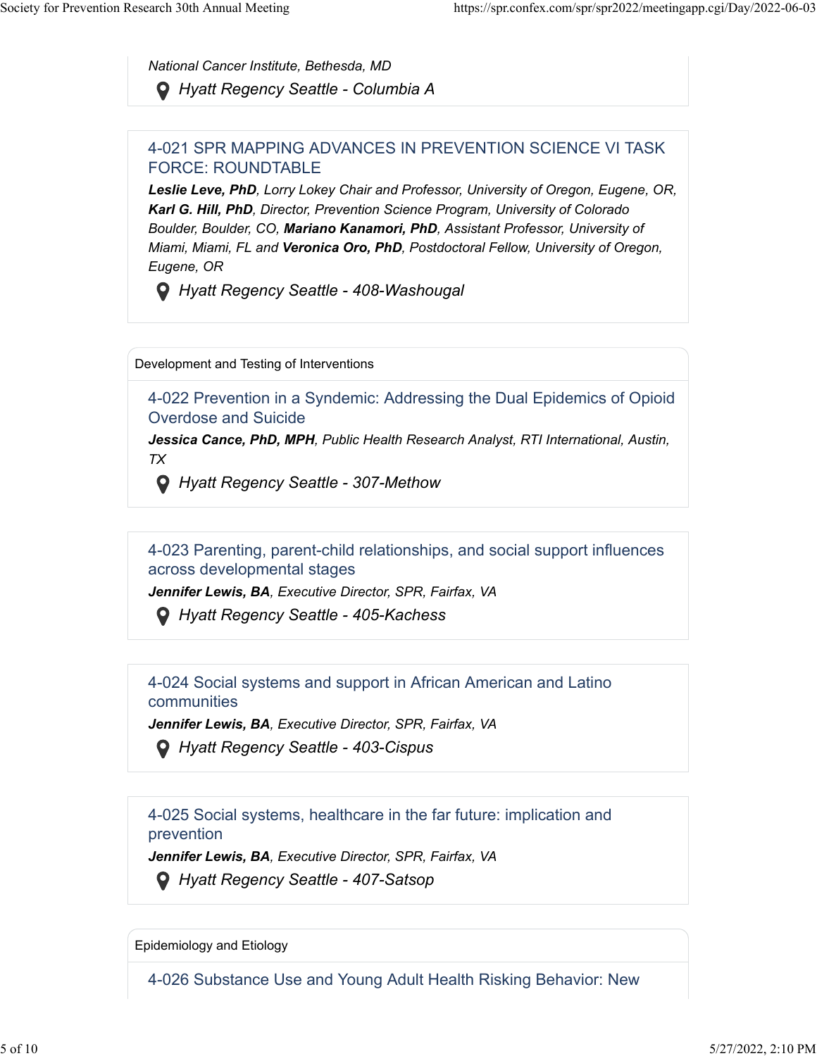*National Cancer Institute, Bethesda, MD*

*Hyatt Regency Seattle - Columbia A*

### 4-021 SPR MAPPING ADVANCES IN PREVENTION SCIENCE VI TASK FORCE: ROUNDTABLE

***Leslie Leve, PhD****, Lorry Lokey Chair and Professor, University of Oregon, Eugene, OR,* ***Karl G. Hill, PhD****, Director, Prevention Science Program, University of Colorado Boulder, Boulder, CO,* ***Mariano Kanamori, PhD****, Assistant Professor, University of Miami, Miami, FL and* ***Veronica Oro, PhD****, Postdoctoral Fellow, University of Oregon, Eugene, OR*

*Hyatt Regency Seattle - 408-Washougal*

## Development and Testing of Interventions

### 4-022 Prevention in a Syndemic: Addressing the Dual Epidemics of Opioid Overdose and Suicide

***Jessica Cance, PhD, MPH****, Public Health Research Analyst, RTI International, Austin, TX*

*Hyatt Regency Seattle - 307-Methow*

### 4-023 Parenting, parent-child relationships, and social support influences across developmental stages

***Jennifer Lewis, BA****, Executive Director, SPR, Fairfax, VA*

*Hyatt Regency Seattle - 405-Kachess*

### 4-024 Social systems and support in African American and Latino communities

***Jennifer Lewis, BA****, Executive Director, SPR, Fairfax, VA*

*Hyatt Regency Seattle - 403-Cispus*

### 4-025 Social systems, healthcare in the far future: implication and prevention

***Jennifer Lewis, BA****, Executive Director, SPR, Fairfax, VA*

*Hyatt Regency Seattle - 407-Satsop*

## Epidemiology and Etiology

### 4-026 Substance Use and Young Adult Health Risking Behavior: New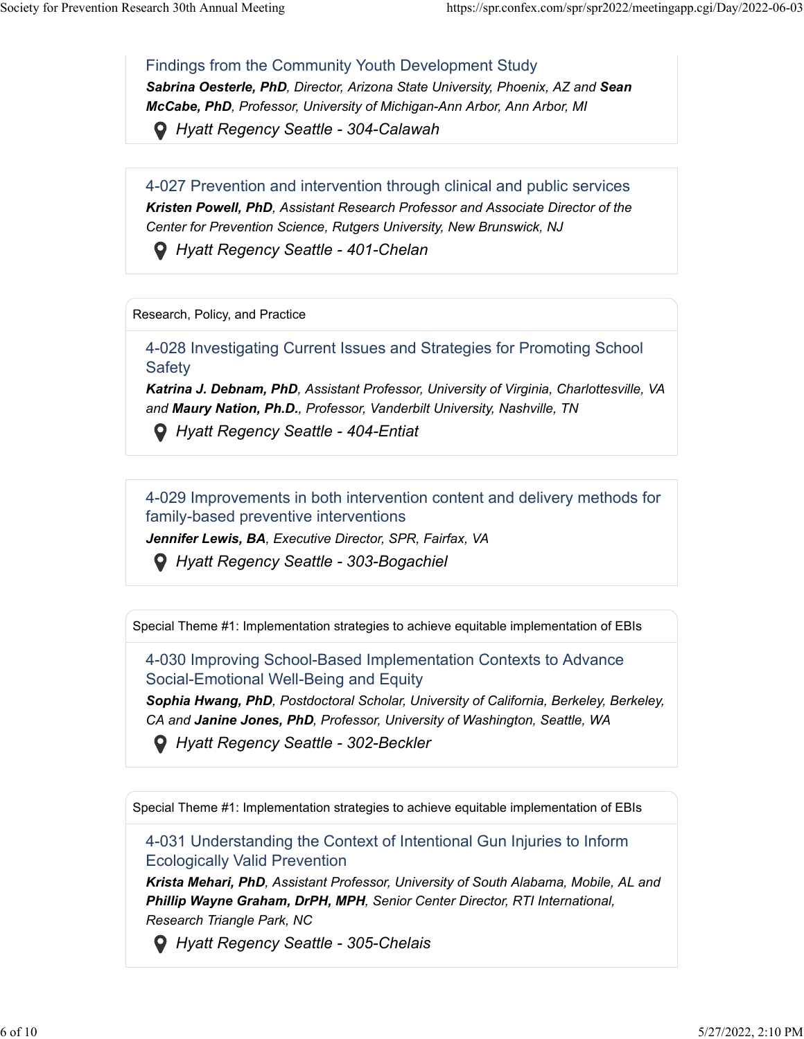### Findings from the Community Youth Development Study

***Sabrina Oesterle, PhD**, Director, Arizona State University, Phoenix, AZ and **Sean McCabe, PhD**, Professor, University of Michigan-Ann Arbor, Ann Arbor, MI*

*Hyatt Regency Seattle - 304-Calawah*

### 4-027 Prevention and intervention through clinical and public services

***Kristen Powell, PhD**, Assistant Research Professor and Associate Director of the Center for Prevention Science, Rutgers University, New Brunswick, NJ*

*Hyatt Regency Seattle - 401-Chelan*

---

Research, Policy, and Practice

### 4-028 Investigating Current Issues and Strategies for Promoting School Safety

***Katrina J. Debnam, PhD**, Assistant Professor, University of Virginia, Charlottesville, VA and **Maury Nation, Ph.D.**, Professor, Vanderbilt University, Nashville, TN*

*Hyatt Regency Seattle - 404-Entiat*

### 4-029 Improvements in both intervention content and delivery methods for family-based preventive interventions

***Jennifer Lewis, BA**, Executive Director, SPR, Fairfax, VA*

*Hyatt Regency Seattle - 303-Bogachiel*

---

Special Theme #1: Implementation strategies to achieve equitable implementation of EBIs

### 4-030 Improving School-Based Implementation Contexts to Advance Social-Emotional Well-Being and Equity

***Sophia Hwang, PhD**, Postdoctoral Scholar, University of California, Berkeley, Berkeley, CA and **Janine Jones, PhD**, Professor, University of Washington, Seattle, WA*

*Hyatt Regency Seattle - 302-Beckler*

---

Special Theme #1: Implementation strategies to achieve equitable implementation of EBIs

### 4-031 Understanding the Context of Intentional Gun Injuries to Inform Ecologically Valid Prevention

***Krista Mehari, PhD**, Assistant Professor, University of South Alabama, Mobile, AL and **Phillip Wayne Graham, DrPH, MPH**, Senior Center Director, RTI International, Research Triangle Park, NC*

*Hyatt Regency Seattle - 305-Chelais*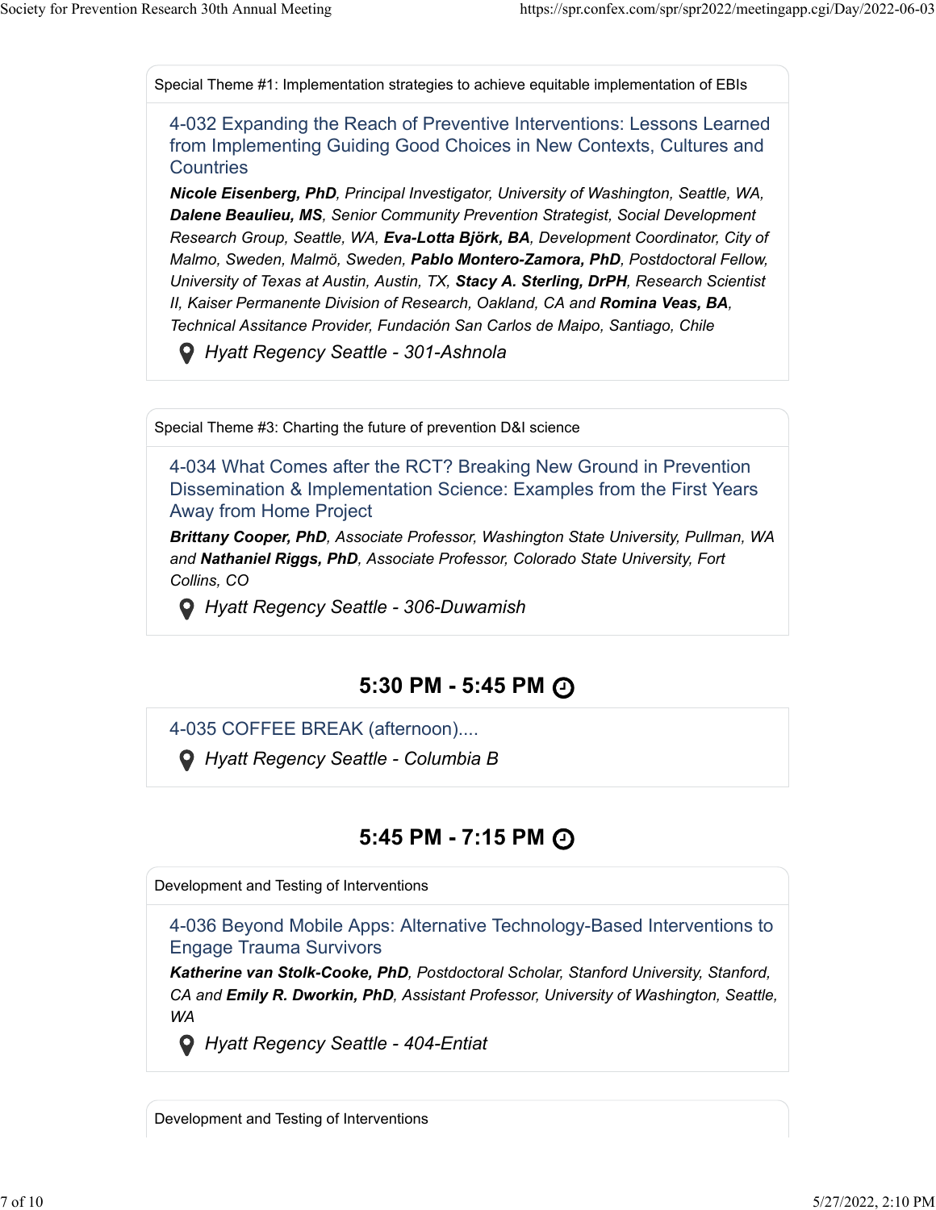Special Theme #1: Implementation strategies to achieve equitable implementation of EBIs

### 4-032 Expanding the Reach of Preventive Interventions: Lessons Learned from Implementing Guiding Good Choices in New Contexts, Cultures and Countries

***Nicole Eisenberg, PhD**, Principal Investigator, University of Washington, Seattle, WA, **Dalene Beaulieu, MS**, Senior Community Prevention Strategist, Social Development Research Group, Seattle, WA, **Eva-Lotta Björk, BA**, Development Coordinator, City of Malmo, Sweden, Malmö, Sweden, **Pablo Montero-Zamora, PhD**, Postdoctoral Fellow, University of Texas at Austin, Austin, TX, **Stacy A. Sterling, DrPH**, Research Scientist II, Kaiser Permanente Division of Research, Oakland, CA and **Romina Veas, BA**, Technical Assitance Provider, Fundación San Carlos de Maipo, Santiago, Chile*

*Hyatt Regency Seattle - 301-Ashnola*

Special Theme #3: Charting the future of prevention D&I science

### 4-034 What Comes after the RCT? Breaking New Ground in Prevention Dissemination & Implementation Science: Examples from the First Years Away from Home Project

***Brittany Cooper, PhD**, Associate Professor, Washington State University, Pullman, WA and **Nathaniel Riggs, PhD**, Associate Professor, Colorado State University, Fort Collins, CO*

*Hyatt Regency Seattle - 306-Duwamish*

## 5:30 PM - 5:45 PM

### 4-035 COFFEE BREAK (afternoon)....

*Hyatt Regency Seattle - Columbia B*

## 5:45 PM - 7:15 PM

Development and Testing of Interventions

### 4-036 Beyond Mobile Apps: Alternative Technology-Based Interventions to Engage Trauma Survivors

***Katherine van Stolk-Cooke, PhD**, Postdoctoral Scholar, Stanford University, Stanford, CA and **Emily R. Dworkin, PhD**, Assistant Professor, University of Washington, Seattle, WA*

*Hyatt Regency Seattle - 404-Entiat*

Development and Testing of Interventions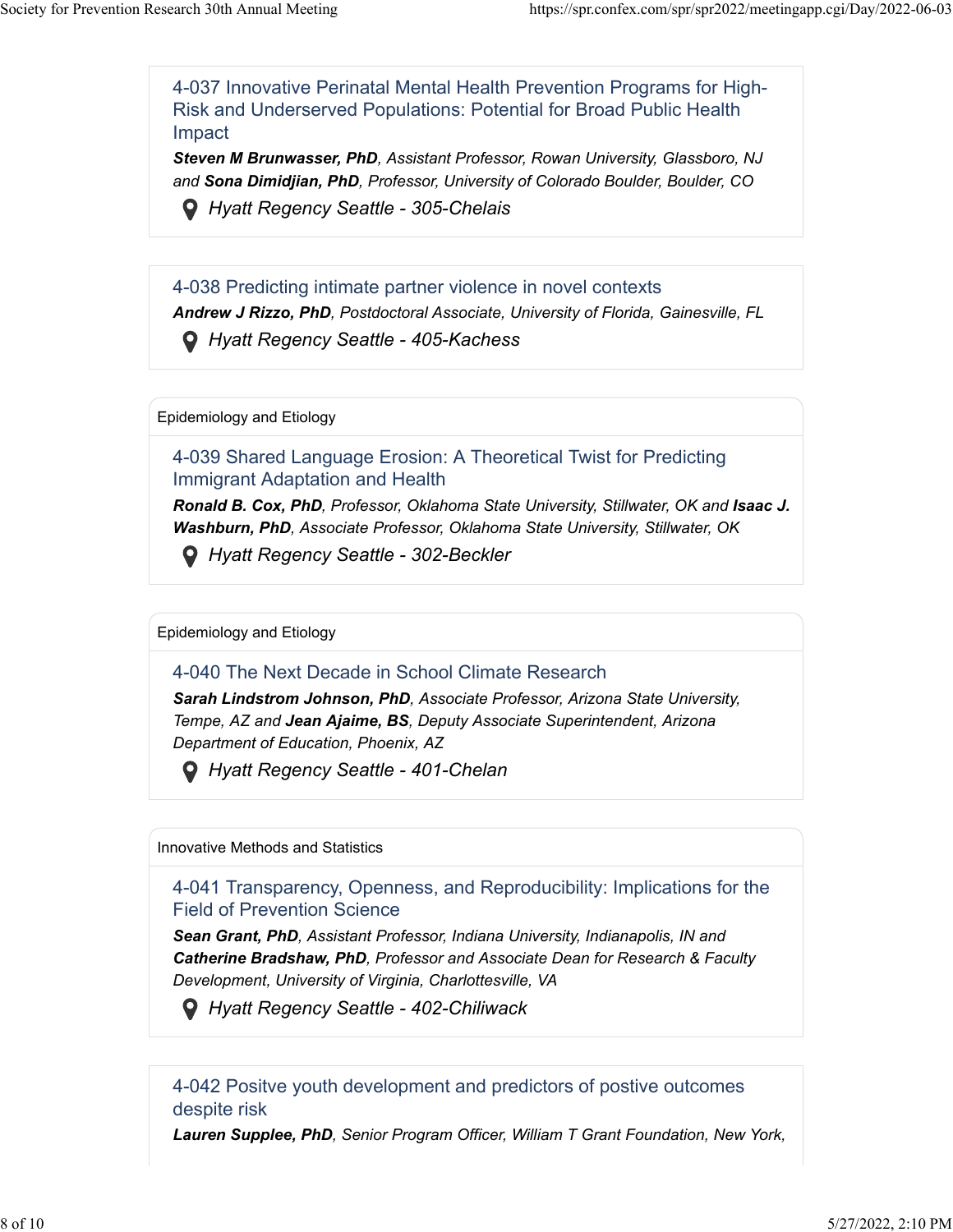### 4-037 Innovative Perinatal Mental Health Prevention Programs for High-Risk and Underserved Populations: Potential for Broad Public Health Impact

***Steven M Brunwasser, PhD**, Assistant Professor, Rowan University, Glassboro, NJ and **Sona Dimidjian, PhD**, Professor, University of Colorado Boulder, Boulder, CO*

*Hyatt Regency Seattle - 305-Chelais*

### 4-038 Predicting intimate partner violence in novel contexts

***Andrew J Rizzo, PhD**, Postdoctoral Associate, University of Florida, Gainesville, FL*

*Hyatt Regency Seattle - 405-Kachess*

Epidemiology and Etiology

### 4-039 Shared Language Erosion: A Theoretical Twist for Predicting Immigrant Adaptation and Health

***Ronald B. Cox, PhD**, Professor, Oklahoma State University, Stillwater, OK and **Isaac J. Washburn, PhD**, Associate Professor, Oklahoma State University, Stillwater, OK*

*Hyatt Regency Seattle - 302-Beckler*

Epidemiology and Etiology

### 4-040 The Next Decade in School Climate Research

***Sarah Lindstrom Johnson, PhD**, Associate Professor, Arizona State University, Tempe, AZ and **Jean Ajaime, BS**, Deputy Associate Superintendent, Arizona Department of Education, Phoenix, AZ*

*Hyatt Regency Seattle - 401-Chelan*

Innovative Methods and Statistics

### 4-041 Transparency, Openness, and Reproducibility: Implications for the Field of Prevention Science

***Sean Grant, PhD**, Assistant Professor, Indiana University, Indianapolis, IN and **Catherine Bradshaw, PhD**, Professor and Associate Dean for Research & Faculty Development, University of Virginia, Charlottesville, VA*

*Hyatt Regency Seattle - 402-Chiliwack*

### 4-042 Positve youth development and predictors of postive outcomes despite risk

***Lauren Supplee, PhD**, Senior Program Officer, William T Grant Foundation, New York,*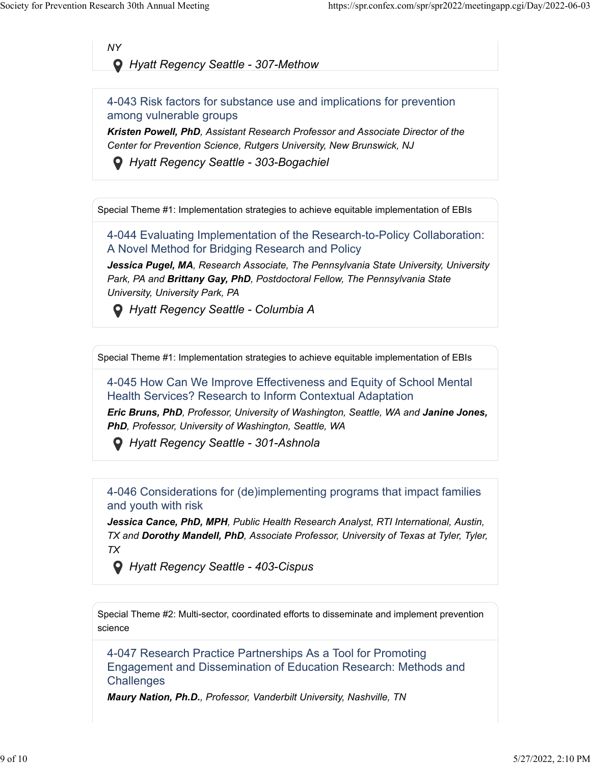*NY*

*Hyatt Regency Seattle - 307-Methow*

### 4-043 Risk factors for substance use and implications for prevention among vulnerable groups

***Kristen Powell, PhD**, Assistant Research Professor and Associate Director of the Center for Prevention Science, Rutgers University, New Brunswick, NJ*

*Hyatt Regency Seattle - 303-Bogachiel*

---

Special Theme #1: Implementation strategies to achieve equitable implementation of EBIs

### 4-044 Evaluating Implementation of the Research-to-Policy Collaboration: A Novel Method for Bridging Research and Policy

***Jessica Pugel, MA**, Research Associate, The Pennsylvania State University, University Park, PA and **Brittany Gay, PhD**, Postdoctoral Fellow, The Pennsylvania State University, University Park, PA*

*Hyatt Regency Seattle - Columbia A*

---

Special Theme #1: Implementation strategies to achieve equitable implementation of EBIs

### 4-045 How Can We Improve Effectiveness and Equity of School Mental Health Services? Research to Inform Contextual Adaptation

***Eric Bruns, PhD**, Professor, University of Washington, Seattle, WA and **Janine Jones, PhD**, Professor, University of Washington, Seattle, WA*

*Hyatt Regency Seattle - 301-Ashnola*

---

### 4-046 Considerations for (de)implementing programs that impact families and youth with risk

***Jessica Cance, PhD, MPH**, Public Health Research Analyst, RTI International, Austin, TX and **Dorothy Mandell, PhD**, Associate Professor, University of Texas at Tyler, Tyler, TX*

*Hyatt Regency Seattle - 403-Cispus*

---

Special Theme #2: Multi-sector, coordinated efforts to disseminate and implement prevention science

### 4-047 Research Practice Partnerships As a Tool for Promoting Engagement and Dissemination of Education Research: Methods and Challenges

***Maury Nation, Ph.D.**, Professor, Vanderbilt University, Nashville, TN*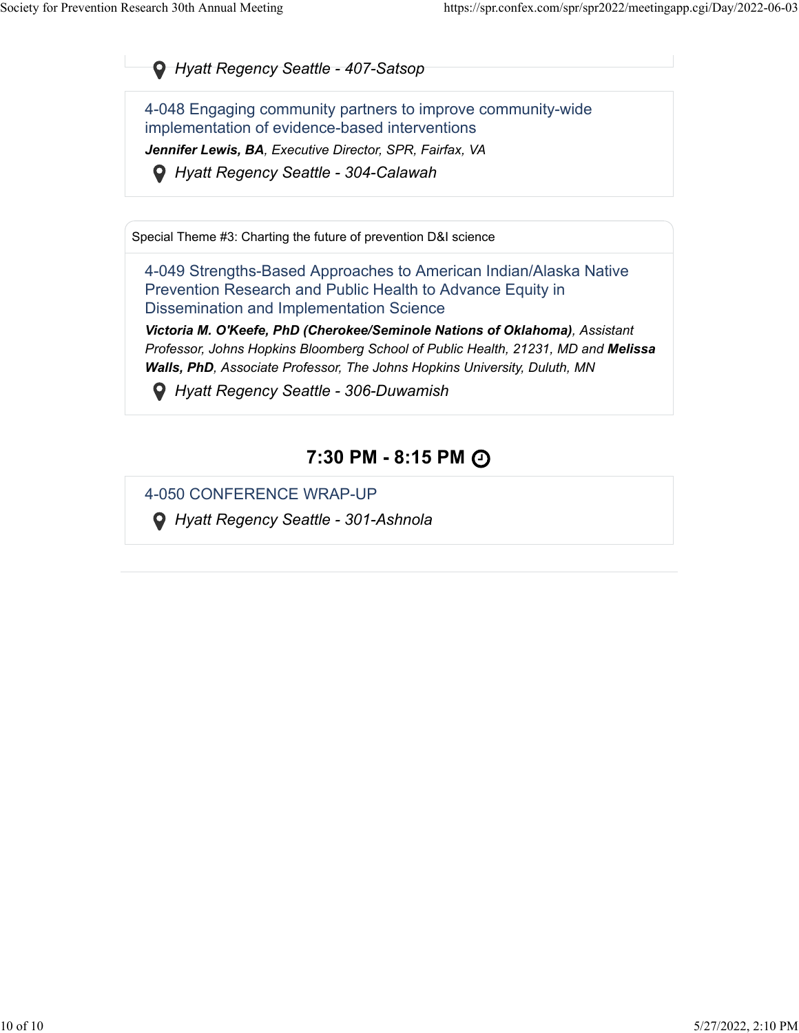Hyatt Regency Seattle - 407-Satsop

4-048 Engaging community partners to improve community-wide implementation of evidence-based interventions

***Jennifer Lewis, BA**, Executive Director, SPR, Fairfax, VA*

Hyatt Regency Seattle - 304-Calawah

Special Theme #3: Charting the future of prevention D&I science

4-049 Strengths-Based Approaches to American Indian/Alaska Native Prevention Research and Public Health to Advance Equity in Dissemination and Implementation Science

***Victoria M. O'Keefe, PhD (Cherokee/Seminole Nations of Oklahoma)**, Assistant Professor, Johns Hopkins Bloomberg School of Public Health, 21231, MD and **Melissa Walls, PhD**, Associate Professor, The Johns Hopkins University, Duluth, MN*

Hyatt Regency Seattle - 306-Duwamish

## 7:30 PM - 8:15 PM

4-050 CONFERENCE WRAP-UP

Hyatt Regency Seattle - 301-Ashnola